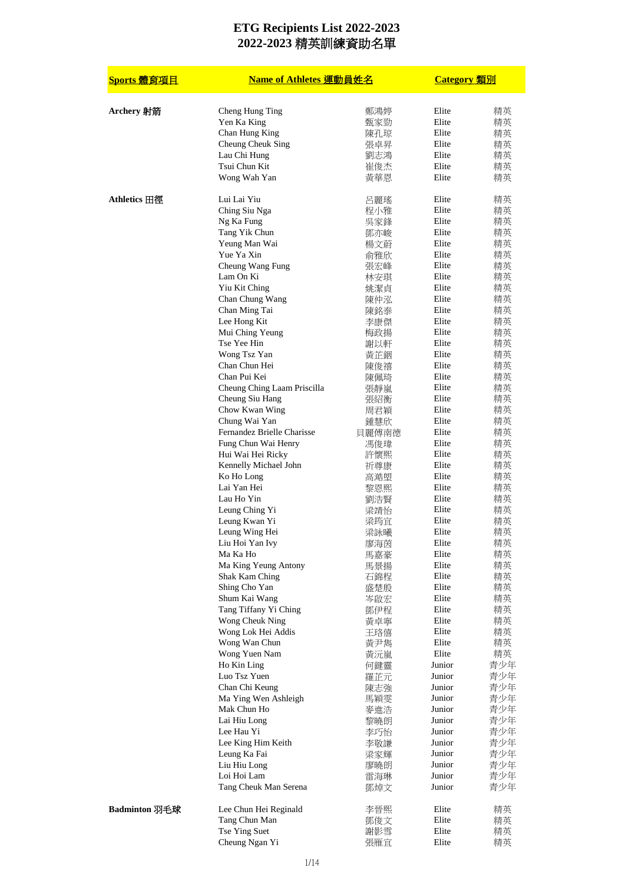# ETG Recipients List 2022-2023
# 2022-2023 精英訓練資助名單

| Sports 體育項目 | Name of Athletes 運動員姓名 | | Category 類別 | |
|---|---|---|---|---|
| Archery 射箭 | Cheng Hung Ting | 鄭鴻婷 | Elite | 精英 |
| | Yen Ka King | 甄家勁 | Elite | 精英 |
| | Chan Hung King | 陳孔琼 | Elite | 精英 |
| | Cheung Cheuk Sing | 張卓昇 | Elite | 精英 |
| | Lau Chi Hung | 劉志鴻 | Elite | 精英 |
| | Tsui Chun Kit | 崔俊杰 | Elite | 精英 |
| | Wong Wah Yan | 黃華恩 | Elite | 精英 |
| Athletics 田徑 | Lui Lai Yiu | 呂麗瑤 | Elite | 精英 |
| | Ching Siu Nga | 程小雅 | Elite | 精英 |
| | Ng Ka Fung | 吳家鋒 | Elite | 精英 |
| | Tang Yik Chun | 鄧亦峻 | Elite | 精英 |
| | Yeung Man Wai | 楊文蔚 | Elite | 精英 |
| | Yue Ya Xin | 俞雅欣 | Elite | 精英 |
| | Cheung Wang Fung | 張宏峰 | Elite | 精英 |
| | Lam On Ki | 林安琪 | Elite | 精英 |
| | Yiu Kit Ching | 姚潔貞 | Elite | 精英 |
| | Chan Chung Wang | 陳仲泓 | Elite | 精英 |
| | Chan Ming Tai | 陳銘泰 | Elite | 精英 |
| | Lee Hong Kit | 李康傑 | Elite | 精英 |
| | Mui Ching Yeung | 梅政揚 | Elite | 精英 |
| | Tse Yee Hin | 謝以軒 | Elite | 精英 |
| | Wong Tsz Yan | 黃芷錮 | Elite | 精英 |
| | Chan Chun Hei | 陳俊禧 | Elite | 精英 |
| | Chan Pui Kei | 陳佩琦 | Elite | 精英 |
| | Cheung Ching Laam Priscilla | 張靜嵐 | Elite | 精英 |
| | Cheung Siu Hang | 張紹衡 | Elite | 精英 |
| | Chow Kwan Wing | 周君穎 | Elite | 精英 |
| | Chung Wai Yan | 鍾慧欣 | Elite | 精英 |
| | Fernandez Brielle Charisse | 貝麗傅南德 | Elite | 精英 |
| | Fung Chun Wai Henry | 馮俊瑋 | Elite | 精英 |
| | Hui Wai Hei Ricky | 許懷熙 | Elite | 精英 |
| | Kennelly Michael John | 祈尊康 | Elite | 精英 |
| | Ko Ho Long | 高澔朢 | Elite | 精英 |
| | Lai Yan Hei | 黎恩熙 | Elite | 精英 |
| | Lau Ho Yin | 劉浩賢 | Elite | 精英 |
| | Leung Ching Yi | 梁靖怡 | Elite | 精英 |
| | Leung Kwan Yi | 梁筠宜 | Elite | 精英 |
| | Leung Wing Hei | 梁詠曦 | Elite | 精英 |
| | Liu Hoi Yan Ivy | 廖海茵 | Elite | 精英 |
| | Ma Ka Ho | 馬嘉豪 | Elite | 精英 |
| | Ma King Yeung Antony | 馬景揚 | Elite | 精英 |
| | Shak Kam Ching | 石錦程 | Elite | 精英 |
| | Shing Cho Yan | 盛楚殷 | Elite | 精英 |
| | Shum Kai Wang | 岑啟宏 | Elite | 精英 |
| | Tang Tiffany Yi Ching | 鄧伊程 | Elite | 精英 |
| | Wong Cheuk Ning | 黃卓寧 | Elite | 精英 |
| | Wong Lok Hei Addis | 王珞僖 | Elite | 精英 |
| | Wong Wan Chun | 黃尹儁 | Elite | 精英 |
| | Wong Yuen Nam | 黃沅嵐 | Elite | 精英 |
| | Ho Kin Ling | 何鍵靈 | Junior | 青少年 |
| | Luo Tsz Yuen | 羅芷元 | Junior | 青少年 |
| | Chan Chi Keung | 陳志強 | Junior | 青少年 |
| | Ma Ying Wen Ashleigh | 馬穎雯 | Junior | 青少年 |
| | Mak Chun Ho | 麥進浩 | Junior | 青少年 |
| | Lai Hiu Long | 黎曉朗 | Junior | 青少年 |
| | Lee Hau Yi | 李巧怡 | Junior | 青少年 |
| | Lee King Him Keith | 李敬謙 | Junior | 青少年 |
| | Leung Ka Fai | 梁家輝 | Junior | 青少年 |
| | Liu Hiu Long | 廖曉朗 | Junior | 青少年 |
| | Loi Hoi Lam | 雷海琳 | Junior | 青少年 |
| | Tang Cheuk Man Serena | 鄧焯文 | Junior | 青少年 |
| Badminton 羽毛球 | Lee Chun Hei Reginald | 李晉熙 | Elite | 精英 |
| | Tang Chun Man | 鄧俊文 | Elite | 精英 |
| | Tse Ying Suet | 謝影雪 | Elite | 精英 |
| | Cheung Ngan Yi | 張雁宜 | Elite | 精英 |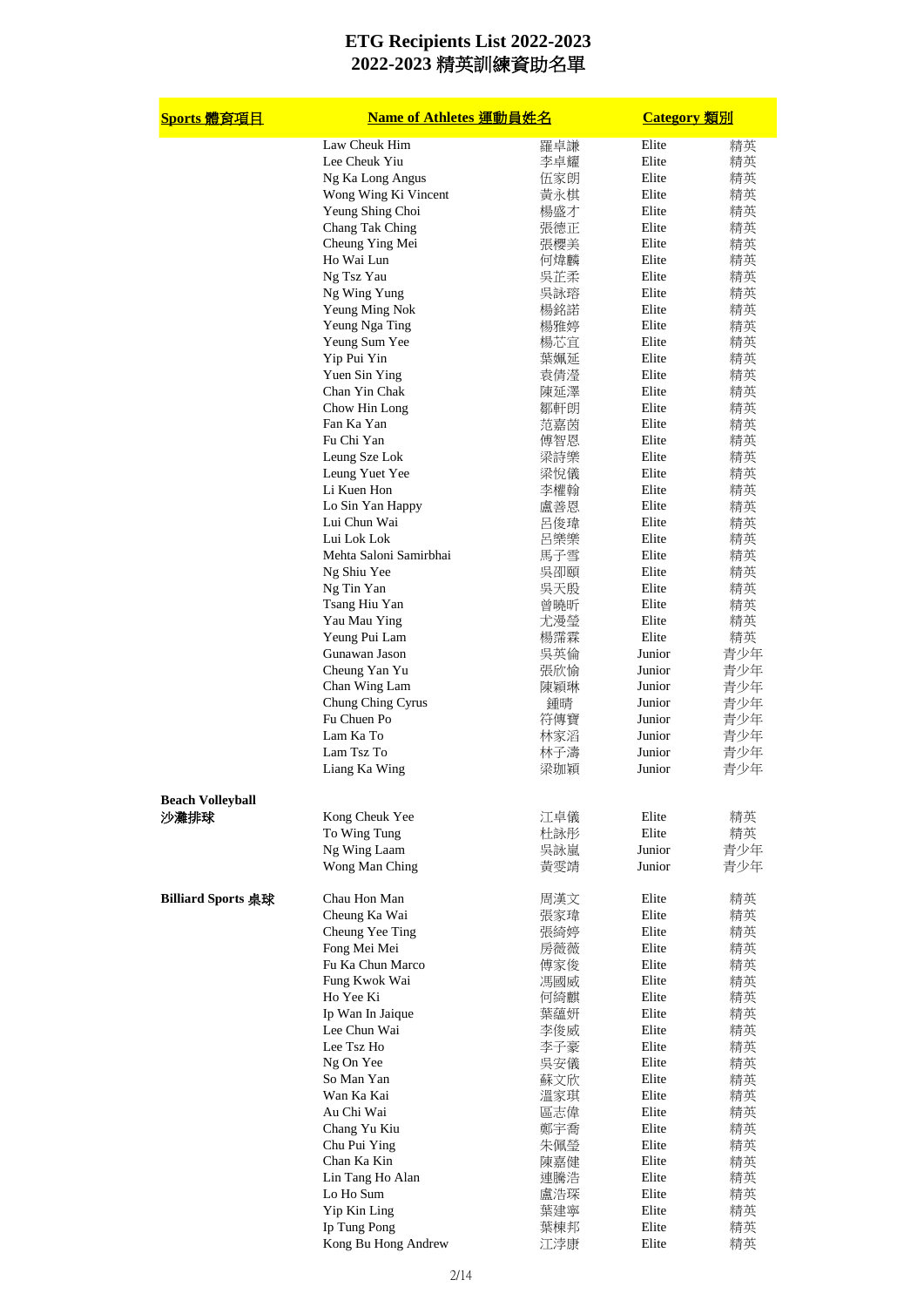# ETG Recipients List 2022-2023
# 2022-2023 精英訓練資助名單

| Sports 體育項目 | Name of Athletes 運動員姓名 | | Category 類別 | |
|---|---|---|---|---|
| | Law Cheuk Him | 羅卓謙 | Elite | 精英 |
| | Lee Cheuk Yiu | 李卓耀 | Elite | 精英 |
| | Ng Ka Long Angus | 伍家朗 | Elite | 精英 |
| | Wong Wing Ki Vincent | 黃永棋 | Elite | 精英 |
| | Yeung Shing Choi | 楊盛才 | Elite | 精英 |
| | Chang Tak Ching | 張德正 | Elite | 精英 |
| | Cheung Ying Mei | 張櫻美 | Elite | 精英 |
| | Ho Wai Lun | 何煒麟 | Elite | 精英 |
| | Ng Tsz Yau | 吳芷柔 | Elite | 精英 |
| | Ng Wing Yung | 吳詠瑢 | Elite | 精英 |
| | Yeung Ming Nok | 楊銘諾 | Elite | 精英 |
| | Yeung Nga Ting | 楊雅婷 | Elite | 精英 |
| | Yeung Sum Yee | 楊芯宜 | Elite | 精英 |
| | Yip Pui Yin | 葉姵延 | Elite | 精英 |
| | Yuen Sin Ying | 袁倩瀅 | Elite | 精英 |
| | Chan Yin Chak | 陳延澤 | Elite | 精英 |
| | Chow Hin Long | 鄒軒朗 | Elite | 精英 |
| | Fan Ka Yan | 范嘉茵 | Elite | 精英 |
| | Fu Chi Yan | 傅智恩 | Elite | 精英 |
| | Leung Sze Lok | 梁詩樂 | Elite | 精英 |
| | Leung Yuet Yee | 梁悅儀 | Elite | 精英 |
| | Li Kuen Hon | 李權翰 | Elite | 精英 |
| | Lo Sin Yan Happy | 盧善恩 | Elite | 精英 |
| | Lui Chun Wai | 呂俊瑋 | Elite | 精英 |
| | Lui Lok Lok | 呂樂樂 | Elite | 精英 |
| | Mehta Saloni Samirbhai | 馬子雪 | Elite | 精英 |
| | Ng Shiu Yee | 吳卲頤 | Elite | 精英 |
| | Ng Tin Yan | 吳天殷 | Elite | 精英 |
| | Tsang Hiu Yan | 曾曉昕 | Elite | 精英 |
| | Yau Mau Ying | 尤漫瑩 | Elite | 精英 |
| | Yeung Pui Lam | 楊霈霖 | Elite | 精英 |
| | Gunawan Jason | 吳英倫 | Junior | 青少年 |
| | Cheung Yan Yu | 張欣愉 | Junior | 青少年 |
| | Chan Wing Lam | 陳穎琳 | Junior | 青少年 |
| | Chung Ching Cyrus | 鍾晴 | Junior | 青少年 |
| | Fu Chuen Po | 符傳寶 | Junior | 青少年 |
| | Lam Ka To | 林家滔 | Junior | 青少年 |
| | Lam Tsz To | 林子濤 | Junior | 青少年 |
| | Liang Ka Wing | 梁珈穎 | Junior | 青少年 |
| **Beach Volleyball 沙灘排球** | Kong Cheuk Yee | 江卓儀 | Elite | 精英 |
| | To Wing Tung | 杜詠彤 | Elite | 精英 |
| | Ng Wing Laam | 吳詠嵐 | Junior | 青少年 |
| | Wong Man Ching | 黃雯靖 | Junior | 青少年 |
| **Billiard Sports 桌球** | Chau Hon Man | 周漢文 | Elite | 精英 |
| | Cheung Ka Wai | 張家瑋 | Elite | 精英 |
| | Cheung Yee Ting | 張綺婷 | Elite | 精英 |
| | Fong Mei Mei | 房薇薇 | Elite | 精英 |
| | Fu Ka Chun Marco | 傅家俊 | Elite | 精英 |
| | Fung Kwok Wai | 馮國威 | Elite | 精英 |
| | Ho Yee Ki | 何綺麒 | Elite | 精英 |
| | Ip Wan In Jaique | 葉蘊妍 | Elite | 精英 |
| | Lee Chun Wai | 李俊威 | Elite | 精英 |
| | Lee Tsz Ho | 李子豪 | Elite | 精英 |
| | Ng On Yee | 吳安儀 | Elite | 精英 |
| | So Man Yan | 蘇文欣 | Elite | 精英 |
| | Wan Ka Kai | 溫家琪 | Elite | 精英 |
| | Au Chi Wai | 區志偉 | Elite | 精英 |
| | Chang Yu Kiu | 鄭宇喬 | Elite | 精英 |
| | Chu Pui Ying | 朱佩瑩 | Elite | 精英 |
| | Chan Ka Kin | 陳嘉健 | Elite | 精英 |
| | Lin Tang Ho Alan | 連騰浩 | Elite | 精英 |
| | Lo Ho Sum | 盧浩琛 | Elite | 精英 |
| | Yip Kin Ling | 葉建寧 | Elite | 精英 |
| | Ip Tung Pong | 葉棟邦 | Elite | 精英 |
| | Kong Bu Hong Andrew | 江浡康 | Elite | 精英 |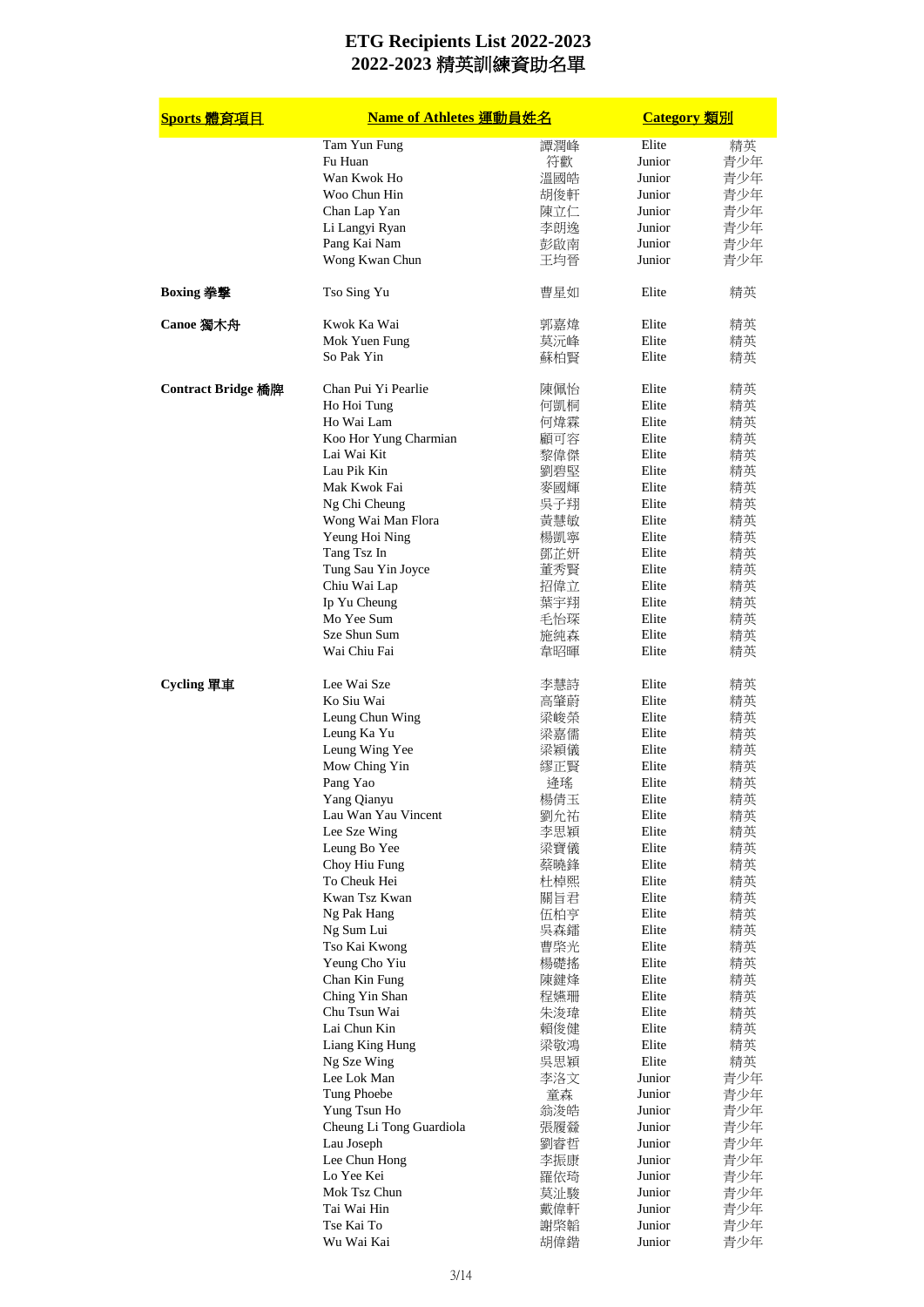# ETG Recipients List 2022-2023
# 2022-2023 精英訓練資助名單

| Sports 體育項目 | Name of Athletes 運動員姓名 | | Category 類別 | |
|---|---|---|---|---|
| | Tam Yun Fung | 譚潤峰 | Elite | 精英 |
| | Fu Huan | 符歡 | Junior | 青少年 |
| | Wan Kwok Ho | 溫國皓 | Junior | 青少年 |
| | Woo Chun Hin | 胡俊軒 | Junior | 青少年 |
| | Chan Lap Yan | 陳立仁 | Junior | 青少年 |
| | Li Langyi Ryan | 李朗逸 | Junior | 青少年 |
| | Pang Kai Nam | 彭啟南 | Junior | 青少年 |
| | Wong Kwan Chun | 王均晉 | Junior | 青少年 |
| **Boxing 拳擊** | Tso Sing Yu | 曹星如 | Elite | 精英 |
| **Canoe 獨木舟** | Kwok Ka Wai | 郭嘉煒 | Elite | 精英 |
| | Mok Yuen Fung | 莫沅峰 | Elite | 精英 |
| | So Pak Yin | 蘇柏賢 | Elite | 精英 |
| **Contract Bridge 橋牌** | Chan Pui Yi Pearlie | 陳佩怡 | Elite | 精英 |
| | Ho Hoi Tung | 何凱桐 | Elite | 精英 |
| | Ho Wai Lam | 何煒霖 | Elite | 精英 |
| | Koo Hor Yung Charmian | 顧可容 | Elite | 精英 |
| | Lai Wai Kit | 黎偉傑 | Elite | 精英 |
| | Lau Pik Kin | 劉碧堅 | Elite | 精英 |
| | Mak Kwok Fai | 麥國輝 | Elite | 精英 |
| | Ng Chi Cheung | 吳子翔 | Elite | 精英 |
| | Wong Wai Man Flora | 黃慧敏 | Elite | 精英 |
| | Yeung Hoi Ning | 楊凱寧 | Elite | 精英 |
| | Tang Tsz In | 鄧芷妍 | Elite | 精英 |
| | Tung Sau Yin Joyce | 董秀賢 | Elite | 精英 |
| | Chiu Wai Lap | 招偉立 | Elite | 精英 |
| | Ip Yu Cheung | 葉宇翔 | Elite | 精英 |
| | Mo Yee Sum | 毛怡琛 | Elite | 精英 |
| | Sze Shun Sum | 施純森 | Elite | 精英 |
| | Wai Chiu Fai | 韋昭暉 | Elite | 精英 |
| **Cycling 單車** | Lee Wai Sze | 李慧詩 | Elite | 精英 |
| | Ko Siu Wai | 高肇蔚 | Elite | 精英 |
| | Leung Chun Wing | 梁峻榮 | Elite | 精英 |
| | Leung Ka Yu | 梁嘉儒 | Elite | 精英 |
| | Leung Wing Yee | 梁穎儀 | Elite | 精英 |
| | Mow Ching Yin | 繆正賢 | Elite | 精英 |
| | Pang Yao | 逄瑤 | Elite | 精英 |
| | Yang Qianyu | 楊倩玉 | Elite | 精英 |
| | Lau Wan Yau Vincent | 劉允祐 | Elite | 精英 |
| | Lee Sze Wing | 李思穎 | Elite | 精英 |
| | Leung Bo Yee | 梁寶儀 | Elite | 精英 |
| | Choy Hiu Fung | 蔡曉鋒 | Elite | 精英 |
| | To Cheuk Hei | 杜棹熙 | Elite | 精英 |
| | Kwan Tsz Kwan | 關旨君 | Elite | 精英 |
| | Ng Pak Hang | 伍柏亨 | Elite | 精英 |
| | Ng Sum Lui | 吳森鐳 | Elite | 精英 |
| | Tso Kai Kwong | 曹棨光 | Elite | 精英 |
| | Yeung Cho Yiu | 楊礎搖 | Elite | 精英 |
| | Chan Kin Fung | 陳鍵烽 | Elite | 精英 |
| | Ching Yin Shan | 程嬿珊 | Elite | 精英 |
| | Chu Tsun Wai | 朱浚瑋 | Elite | 精英 |
| | Lai Chun Kin | 賴俊健 | Elite | 精英 |
| | Liang King Hung | 梁敬鴻 | Elite | 精英 |
| | Ng Sze Wing | 吳思穎 | Elite | 精英 |
| | Lee Lok Man | 李洛文 | Junior | 青少年 |
| | Tung Phoebe | 童森 | Junior | 青少年 |
| | Yung Tsun Ho | 翁浚皓 | Junior | 青少年 |
| | Cheung Li Tong Guardiola | 張履鏳 | Junior | 青少年 |
| | Lau Joseph | 劉睿哲 | Junior | 青少年 |
| | Lee Chun Hong | 李振康 | Junior | 青少年 |
| | Lo Yee Kei | 羅依琦 | Junior | 青少年 |
| | Mok Tsz Chun | 莫沚駿 | Junior | 青少年 |
| | Tai Wai Hin | 戴偉軒 | Junior | 青少年 |
| | Tse Kai To | 謝棨韜 | Junior | 青少年 |
| | Wu Wai Kai | 胡偉鍇 | Junior | 青少年 |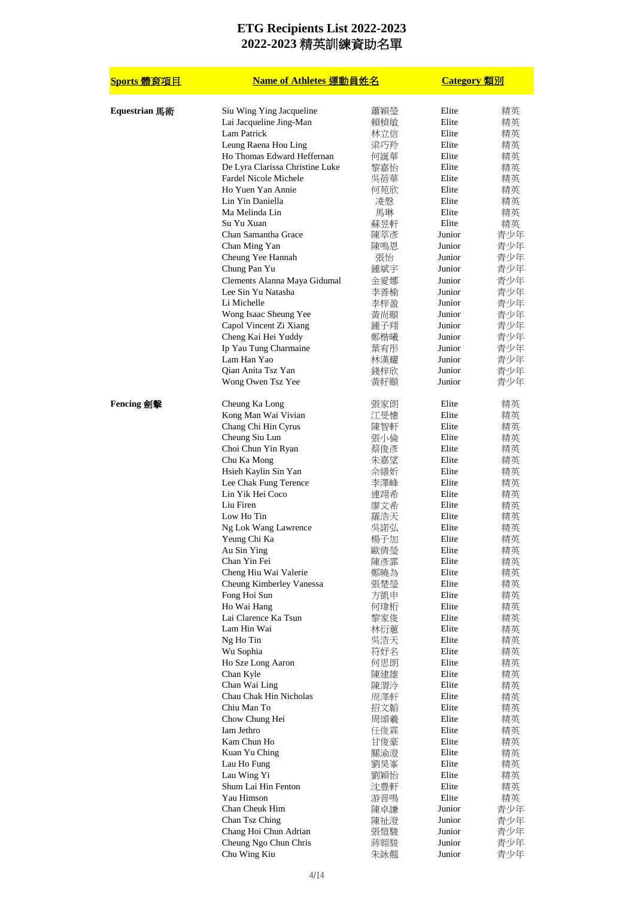# ETG Recipients List 2022-2023
# 2022-2023 精英訓練資助名單

| Sports 體育項目 | Name of Athletes 運動員姓名 | | Category 類別 | |
|---|---|---|---|---|
| Equestrian 馬術 | Siu Wing Ying Jacqueline | 蕭穎瑩 | Elite | 精英 |
| | Lai Jacqueline Jing-Man | 賴楨敏 | Elite | 精英 |
| | Lam Patrick | 林立信 | Elite | 精英 |
| | Leung Raena Hou Ling | 梁巧羚 | Elite | 精英 |
| | Ho Thomas Edward Heffernan | 何誕華 | Elite | 精英 |
| | De Lyra Clarissa Christine Luke | 黎嘉怡 | Elite | 精英 |
| | Fardel Nicole Michele | 吳蓓華 | Elite | 精英 |
| | Ho Yuen Yan Annie | 何苑欣 | Elite | 精英 |
| | Lin Yin Daniella | 凌殷 | Elite | 精英 |
| | Ma Melinda Lin | 馬琳 | Elite | 精英 |
| | Su Yu Xuan | 蘇昱軒 | Elite | 精英 |
| | Chan Samantha Grace | 陳萃彥 | Junior | 青少年 |
| | Chan Ming Yan | 陳鳴恩 | Junior | 青少年 |
| | Cheung Yee Hannah | 張怡 | Junior | 青少年 |
| | Chung Pan Yu | 鍾斌宇 | Junior | 青少年 |
| | Clements Alanna Maya Gidumal | 金愛娜 | Junior | 青少年 |
| | Lee Sin Yu Natasha | 李善榆 | Junior | 青少年 |
| | Li Michelle | 李梓盈 | Junior | 青少年 |
| | Wong Isaac Sheung Yee | 黃尚頤 | Junior | 青少年 |
| | Capol Vincent Zi Xiang | 鍾子翔 | Junior | 青少年 |
| | Cheng Kai Hei Yuddy | 鄭楷曦 | Junior | 青少年 |
| | Ip Yau Tung Charmaine | 葉宥彤 | Junior | 青少年 |
| | Lam Han Yao | 林漢耀 | Junior | 青少年 |
| | Qian Anita Tsz Yan | 錢梓欣 | Junior | 青少年 |
| | Wong Owen Tsz Yee | 黃籽頤 | Junior | 青少年 |
| Fencing 劍擊 | Cheung Ka Long | 張家朗 | Elite | 精英 |
| | Kong Man Wai Vivian | 江旻憓 | Elite | 精英 |
| | Chang Chi Hin Cyrus | 陳智軒 | Elite | 精英 |
| | Cheung Siu Lun | 張小倫 | Elite | 精英 |
| | Choi Chun Yin Ryan | 蔡俊彥 | Elite | 精英 |
| | Chu Ka Mong | 朱嘉望 | Elite | 精英 |
| | Hsieh Kaylin Sin Yan | 佘繕炘 | Elite | 精英 |
| | Lee Chak Fung Terence | 李澤峰 | Elite | 精英 |
| | Lin Yik Hei Coco | 連翊希 | Elite | 精英 |
| | Liu Firen | 廖文希 | Elite | 精英 |
| | Low Ho Tin | 羅浩天 | Elite | 精英 |
| | Ng Lok Wang Lawrence | 吳諾弘 | Elite | 精英 |
| | Yeung Chi Ka | 楊子加 | Elite | 精英 |
| | Au Sin Ying | 歐倩瑩 | Elite | 精英 |
| | Chan Yin Fei | 陳彥霏 | Elite | 精英 |
| | Cheng Hiu Wai Valerie | 鄭曉為 | Elite | 精英 |
| | Cheung Kimberley Vanessa | 張楚瑩 | Elite | 精英 |
| | Fong Hoi Sun | 方凱申 | Elite | 精英 |
| | Ho Wai Hang | 何瑋桁 | Elite | 精英 |
| | Lai Clarence Ka Tsun | 黎家俊 | Elite | 精英 |
| | Lam Hin Wai | 林衍蕙 | Elite | 精英 |
| | Ng Ho Tin | 吳浩天 | Elite | 精英 |
| | Wu Sophia | 符好名 | Elite | 精英 |
| | Ho Sze Long Aaron | 何思朗 | Elite | 精英 |
| | Chan Kyle | 陳建雄 | Elite | 精英 |
| | Chan Wai Ling | 陳渭泠 | Elite | 精英 |
| | Chau Chak Hin Nicholas | 周澤軒 | Elite | 精英 |
| | Chiu Man To | 招文韜 | Elite | 精英 |
| | Chow Chung Hei | 周頌羲 | Elite | 精英 |
| | Iam Jethro | 任俊霖 | Elite | 精英 |
| | Kam Chun Ho | 甘俊豪 | Elite | 精英 |
| | Kuan Yu Ching | 關渝澄 | Elite | 精英 |
| | Lau Ho Fung | 劉昊峯 | Elite | 精英 |
| | Lau Wing Yi | 劉穎怡 | Elite | 精英 |
| | Shum Lai Hin Fenton | 沈豊軒 | Elite | 精英 |
| | Yau Himson | 游晋鳴 | Elite | 精英 |
| | Chan Cheuk Him | 陳卓謙 | Junior | 青少年 |
| | Chan Tsz Ching | 陳祉澄 | Junior | 青少年 |
| | Chang Hoi Chun Adrian | 張愷駿 | Junior | 青少年 |
| | Cheung Ngo Chun Chris | 蔣翱駿 | Junior | 青少年 |
| | Chu Wing Kiu | 朱詠翹 | Junior | 青少年 |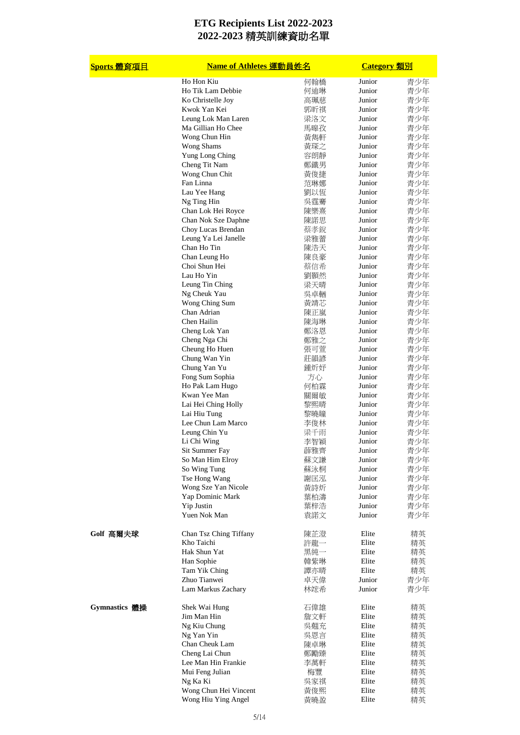# ETG Recipients List 2022-2023
# 2022-2023 精英訓練資助名單

| Sports 體育項目 | Name of Athletes 運動員姓名 | | Category 類別 | |
|---|---|---|---|---|
| | Ho Hon Kiu | 何翰橋 | Junior | 青少年 |
| | Ho Tik Lam Debbie | 何迪琳 | Junior | 青少年 |
| | Ko Christelle Joy | 高珮慈 | Junior | 青少年 |
| | Kwok Yan Kei | 郭昕祺 | Junior | 青少年 |
| | Leung Lok Man Laren | 梁洛文 | Junior | 青少年 |
| | Ma Gillian Ho Chee | 馬曉孜 | Junior | 青少年 |
| | Wong Chun Hin | 黃雋軒 | Junior | 青少年 |
| | Wong Shams | 黃琛之 | Junior | 青少年 |
| | Yung Long Ching | 容朗靜 | Junior | 青少年 |
| | Cheng Tit Nam | 鄭鐵男 | Junior | 青少年 |
| | Wong Chun Chit | 黃俊捷 | Junior | 青少年 |
| | Fan Linna | 范琳娜 | Junior | 青少年 |
| | Lau Yee Hang | 劉以恆 | Junior | 青少年 |
| | Ng Ting Hin | 吳霆騫 | Junior | 青少年 |
| | Chan Lok Hei Royce | 陳樂熹 | Junior | 青少年 |
| | Chan Nok Sze Daphne | 陳諾思 | Junior | 青少年 |
| | Choy Lucas Brendan | 蔡孝銳 | Junior | 青少年 |
| | Leung Ya Lei Janelle | 梁雅蕾 | Junior | 青少年 |
| | Chan Ho Tin | 陳浩天 | Junior | 青少年 |
| | Chan Leung Ho | 陳良豪 | Junior | 青少年 |
| | Choi Shun Hei | 蔡信希 | Junior | 青少年 |
| | Lau Ho Yin | 劉顥然 | Junior | 青少年 |
| | Leung Tin Ching | 梁天晴 | Junior | 青少年 |
| | Ng Cheuk Yau | 吳卓輶 | Junior | 青少年 |
| | Wong Ching Sum | 黃靖芯 | Junior | 青少年 |
| | Chan Adrian | 陳正嵐 | Junior | 青少年 |
| | Chen Hailin | 陳海琳 | Junior | 青少年 |
| | Cheng Lok Yan | 鄭洛恩 | Junior | 青少年 |
| | Cheng Nga Chi | 鄭雅之 | Junior | 青少年 |
| | Cheung Ho Huen | 張可萱 | Junior | 青少年 |
| | Chung Wan Yin | 莊韻諺 | Junior | 青少年 |
| | Chung Yan Yu | 鍾炘妤 | Junior | 青少年 |
| | Fong Sum Sophia | 方心 | Junior | 青少年 |
| | Ho Pak Lam Hugo | 何柏霖 | Junior | 青少年 |
| | Kwan Yee Man | 關爾敏 | Junior | 青少年 |
| | Lai Hei Ching Holly | 黎熙晴 | Junior | 青少年 |
| | Lai Hiu Tung | 黎曉曈 | Junior | 青少年 |
| | Lee Chun Lam Marco | 李俊林 | Junior | 青少年 |
| | Leung Chin Yu | 梁千雨 | Junior | 青少年 |
| | Li Chi Wing | 李智穎 | Junior | 青少年 |
| | Sit Summer Fay | 薛雅齊 | Junior | 青少年 |
| | So Man Him Elroy | 蘇文謙 | Junior | 青少年 |
| | So Wing Tung | 蘇泳桐 | Junior | 青少年 |
| | Tse Hong Wang | 謝匡泓 | Junior | 青少年 |
| | Wong Sze Yan Nicole | 黃詩炘 | Junior | 青少年 |
| | Yap Dominic Mark | 葉柏濤 | Junior | 青少年 |
| | Yip Justin | 葉梓浩 | Junior | 青少年 |
| | Yuen Nok Man | 袁諾文 | Junior | 青少年 |
| Golf 高爾夫球 | Chan Tsz Ching Tiffany | 陳芷澄 | Elite | 精英 |
| | Kho Taichi | 許龍一 | Elite | 精英 |
| | Hak Shun Yat | 黑純一 | Elite | 精英 |
| | Han Sophie | 韓紫琳 | Elite | 精英 |
| | Tam Yik Ching | 譚亦晴 | Elite | 精英 |
| | Zhuo Tianwei | 卓天偉 | Junior | 青少年 |
| | Lam Markus Zachary | 林竑希 | Junior | 青少年 |
| Gymnastics 體操 | Shek Wai Hung | 石偉雄 | Elite | 精英 |
| | Jim Man Hin | 詹文軒 | Elite | 精英 |
| | Ng Kiu Chung | 吳翹充 | Elite | 精英 |
| | Ng Yan Yin | 吳恩言 | Elite | 精英 |
| | Chan Cheuk Lam | 陳卓琳 | Elite | 精英 |
| | Cheng Lai Chun | 鄭勵臻 | Elite | 精英 |
| | Lee Man Hin Frankie | 李萬軒 | Elite | 精英 |
| | Mui Feng Julian | 梅豐 | Elite | 精英 |
| | Ng Ka Ki | 吳家祺 | Elite | 精英 |
| | Wong Chun Hei Vincent | 黃俊熙 | Elite | 精英 |
| | Wong Hiu Ying Angel | 黃曉盈 | Elite | 精英 |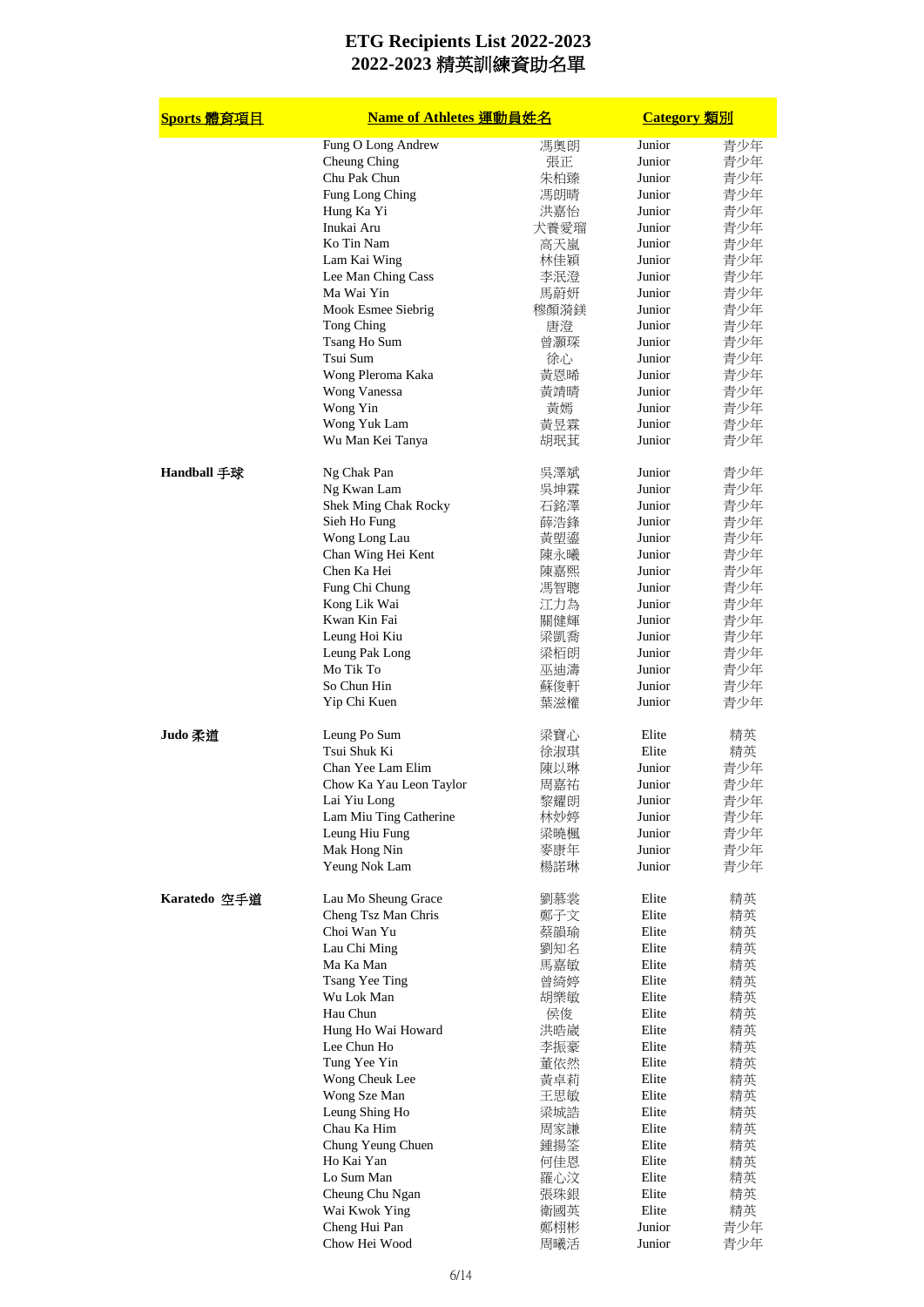# ETG Recipients List 2022-2023
# 2022-2023 精英訓練資助名單

| Sports 體育項目 | Name of Athletes 運動員姓名 | | Category 類別 | |
|---|---|---|---|---|
| | Fung O Long Andrew | 馮奧朗 | Junior | 青少年 |
| | Cheung Ching | 張正 | Junior | 青少年 |
| | Chu Pak Chun | 朱柏臻 | Junior | 青少年 |
| | Fung Long Ching | 馮朗晴 | Junior | 青少年 |
| | Hung Ka Yi | 洪嘉怡 | Junior | 青少年 |
| | Inukai Aru | 犬養愛瑠 | Junior | 青少年 |
| | Ko Tin Nam | 高天嵐 | Junior | 青少年 |
| | Lam Kai Wing | 林佳穎 | Junior | 青少年 |
| | Lee Man Ching Cass | 李泯澄 | Junior | 青少年 |
| | Ma Wai Yin | 馬蔚妍 | Junior | 青少年 |
| | Mook Esmee Siebrig | 穆顏漪鎂 | Junior | 青少年 |
| | Tong Ching | 唐澄 | Junior | 青少年 |
| | Tsang Ho Sum | 曾灝琛 | Junior | 青少年 |
| | Tsui Sum | 徐心 | Junior | 青少年 |
| | Wong Pleroma Kaka | 黃恩晞 | Junior | 青少年 |
| | Wong Vanessa | 黃靖晴 | Junior | 青少年 |
| | Wong Yin | 黃嫣 | Junior | 青少年 |
| | Wong Yuk Lam | 黃昱霖 | Junior | 青少年 |
| | Wu Man Kei Tanya | 胡珉萁 | Junior | 青少年 |
| **Handball 手球** | Ng Chak Pan | 吳澤斌 | Junior | 青少年 |
| | Ng Kwan Lam | 吳坤霖 | Junior | 青少年 |
| | Shek Ming Chak Rocky | 石銘澤 | Junior | 青少年 |
| | Sieh Ho Fung | 薛浩鋒 | Junior | 青少年 |
| | Wong Long Lau | 黃朢鎏 | Junior | 青少年 |
| | Chan Wing Hei Kent | 陳永曦 | Junior | 青少年 |
| | Chen Ka Hei | 陳嘉熙 | Junior | 青少年 |
| | Fung Chi Chung | 馮智聰 | Junior | 青少年 |
| | Kong Lik Wai | 江力為 | Junior | 青少年 |
| | Kwan Kin Fai | 關健輝 | Junior | 青少年 |
| | Leung Hoi Kiu | 梁凱喬 | Junior | 青少年 |
| | Leung Pak Long | 梁栢朗 | Junior | 青少年 |
| | Mo Tik To | 巫迪濤 | Junior | 青少年 |
| | So Chun Hin | 蘇俊軒 | Junior | 青少年 |
| | Yip Chi Kuen | 葉滋權 | Junior | 青少年 |
| **Judo 柔道** | Leung Po Sum | 梁寶心 | Elite | 精英 |
| | Tsui Shuk Ki | 徐淑琪 | Elite | 精英 |
| | Chan Yee Lam Elim | 陳以琳 | Junior | 青少年 |
| | Chow Ka Yau Leon Taylor | 周嘉祐 | Junior | 青少年 |
| | Lai Yiu Long | 黎耀朗 | Junior | 青少年 |
| | Lam Miu Ting Catherine | 林妙婷 | Junior | 青少年 |
| | Leung Hiu Fung | 梁曉楓 | Junior | 青少年 |
| | Mak Hong Nin | 麥康年 | Junior | 青少年 |
| | Yeung Nok Lam | 楊諾琳 | Junior | 青少年 |
| **Karatedo 空手道** | Lau Mo Sheung Grace | 劉慕裳 | Elite | 精英 |
| | Cheng Tsz Man Chris | 鄭子文 | Elite | 精英 |
| | Choi Wan Yu | 蔡韻瑜 | Elite | 精英 |
| | Lau Chi Ming | 劉知名 | Elite | 精英 |
| | Ma Ka Man | 馬嘉敏 | Elite | 精英 |
| | Tsang Yee Ting | 曾綺婷 | Elite | 精英 |
| | Wu Lok Man | 胡樂敏 | Elite | 精英 |
| | Hau Chun | 侯俊 | Elite | 精英 |
| | Hung Ho Wai Howard | 洪晧崴 | Elite | 精英 |
| | Lee Chun Ho | 李振豪 | Elite | 精英 |
| | Tung Yee Yin | 董依然 | Elite | 精英 |
| | Wong Cheuk Lee | 黃卓莉 | Elite | 精英 |
| | Wong Sze Man | 王思敏 | Elite | 精英 |
| | Leung Shing Ho | 梁城諮 | Elite | 精英 |
| | Chau Ka Him | 周家謙 | Elite | 精英 |
| | Chung Yeung Chuen | 鍾揚筌 | Elite | 精英 |
| | Ho Kai Yan | 何佳恩 | Elite | 精英 |
| | Lo Sum Man | 羅心汶 | Elite | 精英 |
| | Cheung Chu Ngan | 張珠銀 | Elite | 精英 |
| | Wai Kwok Ying | 衛國英 | Elite | 精英 |
| | Cheng Hui Pan | 鄭栩彬 | Junior | 青少年 |
| | Chow Hei Wood | 周曦活 | Junior | 青少年 |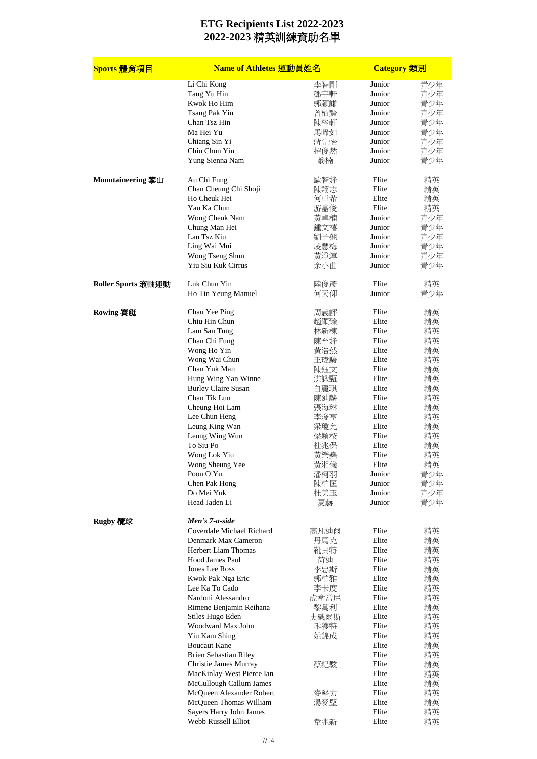# ETG Recipients List 2022-2023
# 2022-2023 精英訓練資助名單

| Sports 體育項目 | Name of Athletes 運動員姓名 | | Category 類別 | |
|---|---|---|---|---|
| | Li Chi Kong | 李智剛 | Junior | 青少年 |
| | Tang Yu Hin | 鄧宇軒 | Junior | 青少年 |
| | Kwok Ho Him | 郭灝謙 | Junior | 青少年 |
| | Tsang Pak Yin | 曾栢賢 | Junior | 青少年 |
| | Chan Tsz Hin | 陳梓軒 | Junior | 青少年 |
| | Ma Hei Yu | 馬晞如 | Junior | 青少年 |
| | Chiang Sin Yi | 蔣先怡 | Junior | 青少年 |
| | Chiu Chun Yin | 招俊然 | Junior | 青少年 |
| | Yung Sienna Nam | 翁楠 | Junior | 青少年 |
| | | | | |
| **Mountaineering 攀山** | Au Chi Fung | 歐智鋒 | Elite | 精英 |
| | Chan Cheung Chi Shoji | 陳翔志 | Elite | 精英 |
| | Ho Cheuk Hei | 何卓希 | Elite | 精英 |
| | Yau Ka Chun | 游嘉俊 | Elite | 精英 |
| | Wong Cheuk Nam | 黃卓楠 | Junior | 青少年 |
| | Chung Man Hei | 鍾文禧 | Junior | 青少年 |
| | Lau Tsz Kiu | 劉子翹 | Junior | 青少年 |
| | Ling Wai Mui | 凌慧梅 | Junior | 青少年 |
| | Wong Tseng Shun | 黃淨淳 | Junior | 青少年 |
| | Yiu Siu Kuk Cirrus | 余小曲 | Junior | 青少年 |
| | | | | |
| **Roller Sports 滾軸運動** | Luk Chun Yin | 陸俊彥 | Elite | 精英 |
| | Ho Tin Yeung Manuel | 何天仰 | Junior | 青少年 |
| | | | | |
| **Rowing 賽艇** | Chau Yee Ping | 周義評 | Elite | 精英 |
| | Chiu Hin Chun | 趙顯臻 | Elite | 精英 |
| | Lam San Tung | 林新棟 | Elite | 精英 |
| | Chan Chi Fung | 陳至鋒 | Elite | 精英 |
| | Wong Ho Yin | 黃浩然 | Elite | 精英 |
| | Wong Wai Chun | 王瑋駿 | Elite | 精英 |
| | Chan Yuk Man | 陳鈺文 | Elite | 精英 |
| | Hung Wing Yan Winne | 洪詠甄 | Elite | 精英 |
| | Burley Claire Susan | 白麗琪 | Elite | 精英 |
| | Chan Tik Lun | 陳廸麟 | Elite | 精英 |
| | Cheung Hoi Lam | 張海琳 | Elite | 精英 |
| | Lee Chun Heng | 李浚亨 | Elite | 精英 |
| | Leung King Wan | 梁瓊允 | Elite | 精英 |
| | Leung Wing Wun | 梁穎桉 | Elite | 精英 |
| | To Siu Po | 杜兆保 | Elite | 精英 |
| | Wong Lok Yiu | 黃樂堯 | Elite | 精英 |
| | Wong Sheung Yee | 黃湘儀 | Elite | 精英 |
| | Poon O Yu | 潘柯羽 | Junior | 青少年 |
| | Chen Pak Hong | 陳柏匡 | Junior | 青少年 |
| | Do Mei Yuk | 杜美玉 | Junior | 青少年 |
| | Head Jaden Li | 夏赫 | Junior | 青少年 |
| | | | | |
| **Rugby 欖球** | ***Men's 7-a-side*** | | | |
| | Coverdale Michael Richard | 高凡迪爾 | Elite | 精英 |
| | Denmark Max Cameron | 丹馬克 | Elite | 精英 |
| | Herbert Liam Thomas | 靴貝特 | Elite | 精英 |
| | Hood James Paul | 荷廸 | Elite | 精英 |
| | Jones Lee Ross | 李忠斯 | Elite | 精英 |
| | Kwok Pak Nga Eric | 郭柏雅 | Elite | 精英 |
| | Lee Ka To Cado | 李卡度 | Elite | 精英 |
| | Nardoni Alessandro | 虎拿當尼 | Elite | 精英 |
| | Rimene Benjamin Reihana | 黎萬利 | Elite | 精英 |
| | Stiles Hugo Eden | 史戴爾斯 | Elite | 精英 |
| | Woodward Max John | 禾獲特 | Elite | 精英 |
| | Yiu Kam Shing | 姚錦成 | Elite | 精英 |
| | Boucaut Kane | | Elite | 精英 |
| | Brien Sebastian Riley | | Elite | 精英 |
| | Christie James Murray | 蔡紀駿 | Elite | 精英 |
| | MacKinlay-West Pierce Ian | | Elite | 精英 |
| | McCullough Callum James | | Elite | 精英 |
| | McQueen Alexander Robert | 麥堅力 | Elite | 精英 |
| | McQueen Thomas William | 湯麥堅 | Elite | 精英 |
| | Sayers Harry John James | | Elite | 精英 |
| | Webb Russell Elliot | 韋兆新 | Elite | 精英 |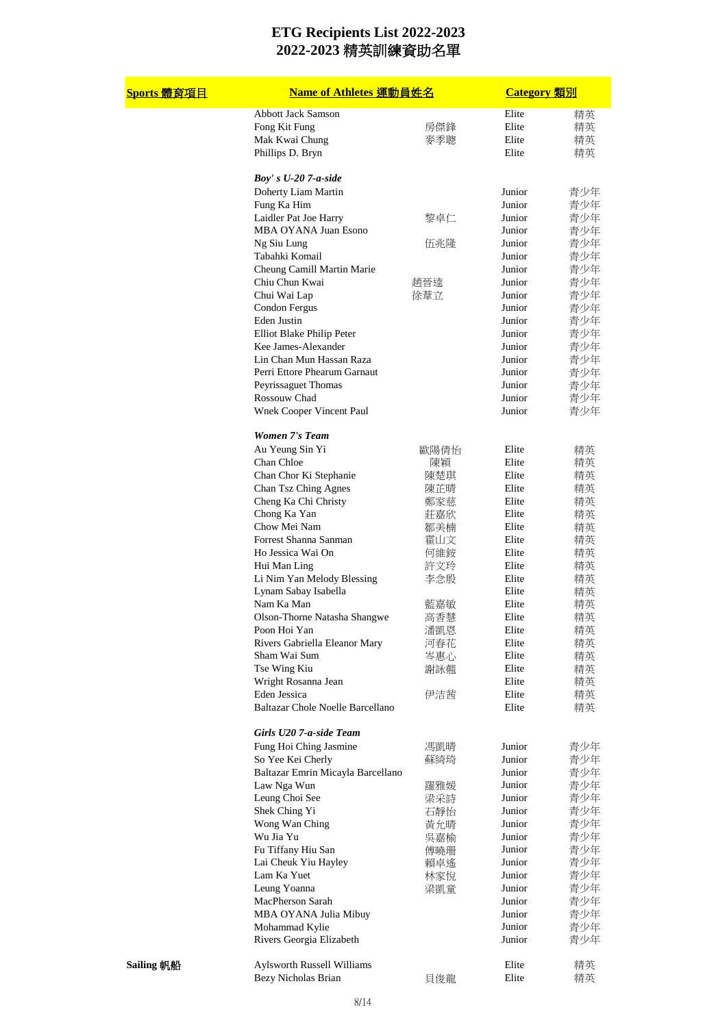# ETG Recipients List 2022-2023
# 2022-2023 精英訓練資助名單

| Sports 體育項目 | Name of Athletes 運動員姓名 | | Category 類別 | |
|---|---|---|---|---|
| | Abbott Jack Samson | | Elite | 精英 |
| | Fong Kit Fung | 房傑鋒 | Elite | 精英 |
| | Mak Kwai Chung | 麥季聰 | Elite | 精英 |
| | Phillips D. Bryn | | Elite | 精英 |
| | ***Boy' s U-20 7-a-side*** | | | |
| | Doherty Liam Martin | | Junior | 青少年 |
| | Fung Ka Him | | Junior | 青少年 |
| | Laidler Pat Joe Harry | 黎卓仁 | Junior | 青少年 |
| | MBA OYANA Juan Esono | | Junior | 青少年 |
| | Ng Siu Lung | 伍兆隆 | Junior | 青少年 |
| | Tabahki Komail | | Junior | 青少年 |
| | Cheung Camill Martin Marie | | Junior | 青少年 |
| | Chiu Chun Kwai | 趙晉逵 | Junior | 青少年 |
| | Chui Wai Lap | 徐葦立 | Junior | 青少年 |
| | Condon Fergus | | Junior | 青少年 |
| | Eden Justin | | Junior | 青少年 |
| | Elliot Blake Philip Peter | | Junior | 青少年 |
| | Kee James-Alexander | | Junior | 青少年 |
| | Lin Chan Mun Hassan Raza | | Junior | 青少年 |
| | Perri Ettore Phearum Garnaut | | Junior | 青少年 |
| | Peyrissaguet Thomas | | Junior | 青少年 |
| | Rossouw Chad | | Junior | 青少年 |
| | Wnek Cooper Vincent Paul | | Junior | 青少年 |
| | ***Women 7's Team*** | | | |
| | Au Yeung Sin Yi | 歐陽倩怡 | Elite | 精英 |
| | Chan Chloe | 陳穎 | Elite | 精英 |
| | Chan Chor Ki Stephanie | 陳楚琪 | Elite | 精英 |
| | Chan Tsz Ching Agnes | 陳芷晴 | Elite | 精英 |
| | Cheng Ka Chi Christy | 鄭家慈 | Elite | 精英 |
| | Chong Ka Yan | 莊嘉欣 | Elite | 精英 |
| | Chow Mei Nam | 鄒美楠 | Elite | 精英 |
| | Forrest Shanna Sanman | 霍山文 | Elite | 精英 |
| | Ho Jessica Wai On | 何維銨 | Elite | 精英 |
| | Hui Man Ling | 許文玲 | Elite | 精英 |
| | Li Nim Yan Melody Blessing | 李念殷 | Elite | 精英 |
| | Lynam Sabay Isabella | | Elite | 精英 |
| | Nam Ka Man | 藍嘉敏 | Elite | 精英 |
| | Olson-Thorne Natasha Shangwe | 高香慧 | Elite | 精英 |
| | Poon Hoi Yan | 潘凱恩 | Elite | 精英 |
| | Rivers Gabriella Eleanor Mary | 河春花 | Elite | 精英 |
| | Sham Wai Sum | 岑惠心 | Elite | 精英 |
| | Tse Wing Kiu | 謝詠翹 | Elite | 精英 |
| | Wright Rosanna Jean | | Elite | 精英 |
| | Eden Jessica | 伊洁茜 | Elite | 精英 |
| | Baltazar Chole Noelle Barcellano | | Elite | 精英 |
| | ***Girls U20 7-a-side Team*** | | | |
| | Fung Hoi Ching Jasmine | 馮凱晴 | Junior | 青少年 |
| | So Yee Kei Cherly | 蘇綺琦 | Junior | 青少年 |
| | Baltazar Emrin Micayla Barcellano | | Junior | 青少年 |
| | Law Nga Wun | 羅雅媛 | Junior | 青少年 |
| | Leung Choi See | 梁采詩 | Junior | 青少年 |
| | Shek Ching Yi | 石靜怡 | Junior | 青少年 |
| | Wong Wan Ching | 黃允晴 | Junior | 青少年 |
| | Wu Jia Yu | 吳嘉榆 | Junior | 青少年 |
| | Fu Tiffany Hiu San | 傅曉珊 | Junior | 青少年 |
| | Lai Cheuk Yiu Hayley | 賴卓遙 | Junior | 青少年 |
| | Lam Ka Yuet | 林家悅 | Junior | 青少年 |
| | Leung Yoanna | 梁凱童 | Junior | 青少年 |
| | MacPherson Sarah | | Junior | 青少年 |
| | MBA OYANA Julia Mibuy | | Junior | 青少年 |
| | Mohammad Kylie | | Junior | 青少年 |
| | Rivers Georgia Elizabeth | | Junior | 青少年 |
| **Sailing 帆船** | Aylsworth Russell Williams | | Elite | 精英 |
| | Bezy Nicholas Brian | 貝俊龍 | Elite | 精英 |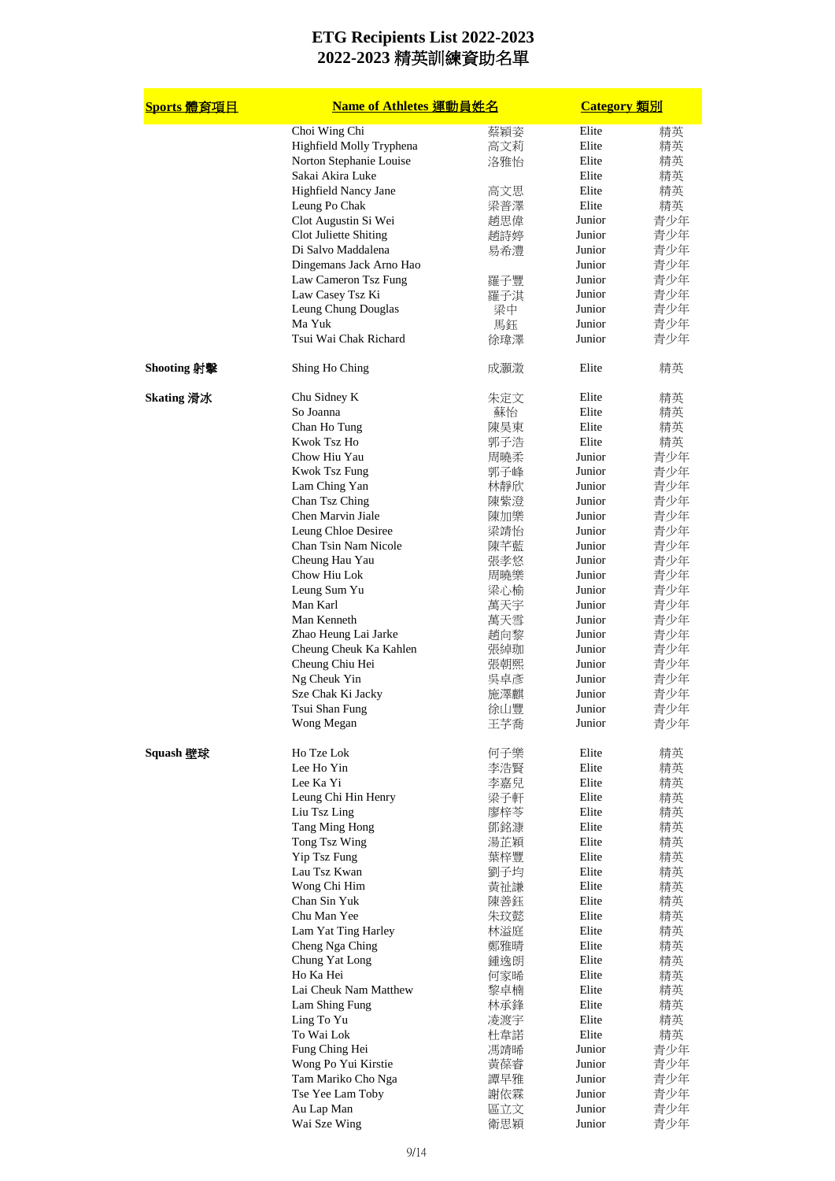# ETG Recipients List 2022-2023
# 2022-2023 精英訓練資助名單

| Sports 體育項目 | Name of Athletes 運動員姓名 | | Category 類別 | |
|---|---|---|---|---|
| | Choi Wing Chi | 蔡穎姿 | Elite | 精英 |
| | Highfield Molly Tryphena | 高文莉 | Elite | 精英 |
| | Norton Stephanie Louise | 洛雅怡 | Elite | 精英 |
| | Sakai Akira Luke | | Elite | 精英 |
| | Highfield Nancy Jane | 高文思 | Elite | 精英 |
| | Leung Po Chak | 梁普澤 | Elite | 精英 |
| | Clot Augustin Si Wei | 趙思偉 | Junior | 青少年 |
| | Clot Juliette Shiting | 趙詩婷 | Junior | 青少年 |
| | Di Salvo Maddalena | 易希澧 | Junior | 青少年 |
| | Dingemans Jack Arno Hao | | Junior | 青少年 |
| | Law Cameron Tsz Fung | 羅子豐 | Junior | 青少年 |
| | Law Casey Tsz Ki | 羅子淇 | Junior | 青少年 |
| | Leung Chung Douglas | 梁中 | Junior | 青少年 |
| | Ma Yuk | 馬鈺 | Junior | 青少年 |
| | Tsui Wai Chak Richard | 徐瑋澤 | Junior | 青少年 |
| **Shooting 射擊** | Shing Ho Ching | 成灝澂 | Elite | 精英 |
| **Skating 滑冰** | Chu Sidney K | 朱定文 | Elite | 精英 |
| | So Joanna | 蘇怡 | Elite | 精英 |
| | Chan Ho Tung | 陳昊東 | Elite | 精英 |
| | Kwok Tsz Ho | 郭子浩 | Elite | 精英 |
| | Chow Hiu Yau | 周曉柔 | Junior | 青少年 |
| | Kwok Tsz Fung | 郭子峰 | Junior | 青少年 |
| | Lam Ching Yan | 林靜欣 | Junior | 青少年 |
| | Chan Tsz Ching | 陳紫澄 | Junior | 青少年 |
| | Chen Marvin Jiale | 陳加樂 | Junior | 青少年 |
| | Leung Chloe Desiree | 梁靖怡 | Junior | 青少年 |
| | Chan Tsin Nam Nicole | 陳芊藍 | Junior | 青少年 |
| | Cheung Hau Yau | 張孝悠 | Junior | 青少年 |
| | Chow Hiu Lok | 周曉樂 | Junior | 青少年 |
| | Leung Sum Yu | 梁心榆 | Junior | 青少年 |
| | Man Karl | 萬天宇 | Junior | 青少年 |
| | Man Kenneth | 萬天雪 | Junior | 青少年 |
| | Zhao Heung Lai Jarke | 趙向黎 | Junior | 青少年 |
| | Cheung Cheuk Ka Kahlen | 張綽珈 | Junior | 青少年 |
| | Cheung Chiu Hei | 張朝熙 | Junior | 青少年 |
| | Ng Cheuk Yin | 吳卓彥 | Junior | 青少年 |
| | Sze Chak Ki Jacky | 施澤麒 | Junior | 青少年 |
| | Tsui Shan Fung | 徐山豐 | Junior | 青少年 |
| | Wong Megan | 王芋喬 | Junior | 青少年 |
| **Squash 壁球** | Ho Tze Lok | 何子樂 | Elite | 精英 |
| | Lee Ho Yin | 李浩賢 | Elite | 精英 |
| | Lee Ka Yi | 李嘉兒 | Elite | 精英 |
| | Leung Chi Hin Henry | 梁子軒 | Elite | 精英 |
| | Liu Tsz Ling | 廖梓苓 | Elite | 精英 |
| | Tang Ming Hong | 鄧銘溏 | Elite | 精英 |
| | Tong Tsz Wing | 湯芷穎 | Elite | 精英 |
| | Yip Tsz Fung | 葉梓豐 | Elite | 精英 |
| | Lau Tsz Kwan | 劉子均 | Elite | 精英 |
| | Wong Chi Him | 黃祉謙 | Elite | 精英 |
| | Chan Sin Yuk | 陳善鈺 | Elite | 精英 |
| | Chu Man Yee | 朱玟懿 | Elite | 精英 |
| | Lam Yat Ting Harley | 林溢庭 | Elite | 精英 |
| | Cheng Nga Ching | 鄭雅晴 | Elite | 精英 |
| | Chung Yat Long | 鍾逸朗 | Elite | 精英 |
| | Ho Ka Hei | 何家晞 | Elite | 精英 |
| | Lai Cheuk Nam Matthew | 黎卓楠 | Elite | 精英 |
| | Lam Shing Fung | 林承鋒 | Elite | 精英 |
| | Ling To Yu | 凌渡宇 | Elite | 精英 |
| | To Wai Lok | 杜韋諾 | Elite | 精英 |
| | Fung Ching Hei | 馮靖晞 | Junior | 青少年 |
| | Wong Po Yui Kirstie | 黃葆睿 | Junior | 青少年 |
| | Tam Mariko Cho Nga | 譚早雅 | Junior | 青少年 |
| | Tse Yee Lam Toby | 謝依霖 | Junior | 青少年 |
| | Au Lap Man | 區立文 | Junior | 青少年 |
| | Wai Sze Wing | 衛思穎 | Junior | 青少年 |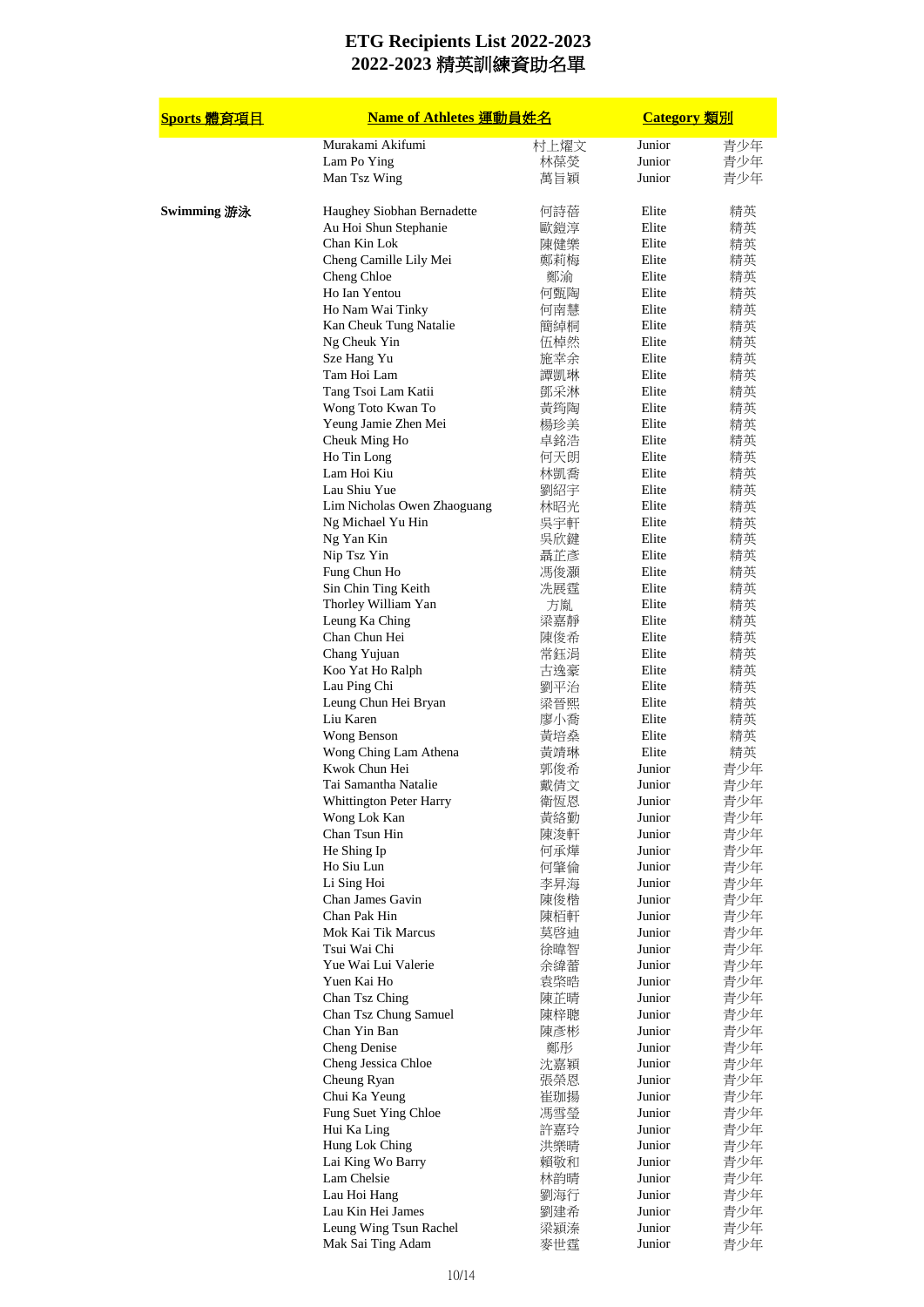# ETG Recipients List 2022-2023
# 2022-2023 精英訓練資助名單

| Sports 體育項目 | Name of Athletes 運動員姓名 | | Category 類別 | |
|---|---|---|---|---|
| | Murakami Akifumi | 村上燿文 | Junior | 青少年 |
| | Lam Po Ying | 林葆熒 | Junior | 青少年 |
| | Man Tsz Wing | 萬旨穎 | Junior | 青少年 |
| Swimming 游泳 | Haughey Siobhan Bernadette | 何詩蓓 | Elite | 精英 |
| | Au Hoi Shun Stephanie | 歐鎧淳 | Elite | 精英 |
| | Chan Kin Lok | 陳健樂 | Elite | 精英 |
| | Cheng Camille Lily Mei | 鄭莉梅 | Elite | 精英 |
| | Cheng Chloe | 鄭渝 | Elite | 精英 |
| | Ho Ian Yentou | 何甄陶 | Elite | 精英 |
| | Ho Nam Wai Tinky | 何南慧 | Elite | 精英 |
| | Kan Cheuk Tung Natalie | 簡綽桐 | Elite | 精英 |
| | Ng Cheuk Yin | 伍棹然 | Elite | 精英 |
| | Sze Hang Yu | 施幸余 | Elite | 精英 |
| | Tam Hoi Lam | 譚凱琳 | Elite | 精英 |
| | Tang Tsoi Lam Katii | 鄧采淋 | Elite | 精英 |
| | Wong Toto Kwan To | 黃筠陶 | Elite | 精英 |
| | Yeung Jamie Zhen Mei | 楊珍美 | Elite | 精英 |
| | Cheuk Ming Ho | 卓銘浩 | Elite | 精英 |
| | Ho Tin Long | 何天朗 | Elite | 精英 |
| | Lam Hoi Kiu | 林凱喬 | Elite | 精英 |
| | Lau Shiu Yue | 劉紹宇 | Elite | 精英 |
| | Lim Nicholas Owen Zhaoguang | 林昭光 | Elite | 精英 |
| | Ng Michael Yu Hin | 吳宇軒 | Elite | 精英 |
| | Ng Yan Kin | 吳欣鍵 | Elite | 精英 |
| | Nip Tsz Yin | 聶芷彥 | Elite | 精英 |
| | Fung Chun Ho | 馮俊灝 | Elite | 精英 |
| | Sin Chin Ting Keith | 冼展霆 | Elite | 精英 |
| | Thorley William Yan | 方胤 | Elite | 精英 |
| | Leung Ka Ching | 梁嘉靜 | Elite | 精英 |
| | Chan Chun Hei | 陳俊希 | Elite | 精英 |
| | Chang Yujuan | 常鈺涓 | Elite | 精英 |
| | Koo Yat Ho Ralph | 古逸豪 | Elite | 精英 |
| | Lau Ping Chi | 劉平治 | Elite | 精英 |
| | Leung Chun Hei Bryan | 梁晉熙 | Elite | 精英 |
| | Liu Karen | 廖小喬 | Elite | 精英 |
| | Wong Benson | 黃培燊 | Elite | 精英 |
| | Wong Ching Lam Athena | 黃靖琳 | Elite | 精英 |
| | Kwok Chun Hei | 郭俊希 | Junior | 青少年 |
| | Tai Samantha Natalie | 戴倩文 | Junior | 青少年 |
| | Whittington Peter Harry | 衛恆恩 | Junior | 青少年 |
| | Wong Lok Kan | 黃絡勤 | Junior | 青少年 |
| | Chan Tsun Hin | 陳浚軒 | Junior | 青少年 |
| | He Shing Ip | 何承燁 | Junior | 青少年 |
| | Ho Siu Lun | 何肇倫 | Junior | 青少年 |
| | Li Sing Hoi | 李昇海 | Junior | 青少年 |
| | Chan James Gavin | 陳俊楷 | Junior | 青少年 |
| | Chan Pak Hin | 陳栢軒 | Junior | 青少年 |
| | Mok Kai Tik Marcus | 莫啓迪 | Junior | 青少年 |
| | Tsui Wai Chi | 徐暐智 | Junior | 青少年 |
| | Yue Wai Lui Valerie | 余緯蕾 | Junior | 青少年 |
| | Yuen Kai Ho | 袁棨皓 | Junior | 青少年 |
| | Chan Tsz Ching | 陳芷晴 | Junior | 青少年 |
| | Chan Tsz Chung Samuel | 陳梓聰 | Junior | 青少年 |
| | Chan Yin Ban | 陳彥彬 | Junior | 青少年 |
| | Cheng Denise | 鄭彤 | Junior | 青少年 |
| | Cheng Jessica Chloe | 沈嘉穎 | Junior | 青少年 |
| | Cheung Ryan | 張榮恩 | Junior | 青少年 |
| | Chui Ka Yeung | 崔珈揚 | Junior | 青少年 |
| | Fung Suet Ying Chloe | 馮雪瑩 | Junior | 青少年 |
| | Hui Ka Ling | 許嘉玲 | Junior | 青少年 |
| | Hung Lok Ching | 洪樂晴 | Junior | 青少年 |
| | Lai King Wo Barry | 賴敬和 | Junior | 青少年 |
| | Lam Chelsie | 林韵晴 | Junior | 青少年 |
| | Lau Hoi Hang | 劉海行 | Junior | 青少年 |
| | Lau Kin Hei James | 劉建希 | Junior | 青少年 |
| | Leung Wing Tsun Rachel | 梁穎溱 | Junior | 青少年 |
| | Mak Sai Ting Adam | 麥世霆 | Junior | 青少年 |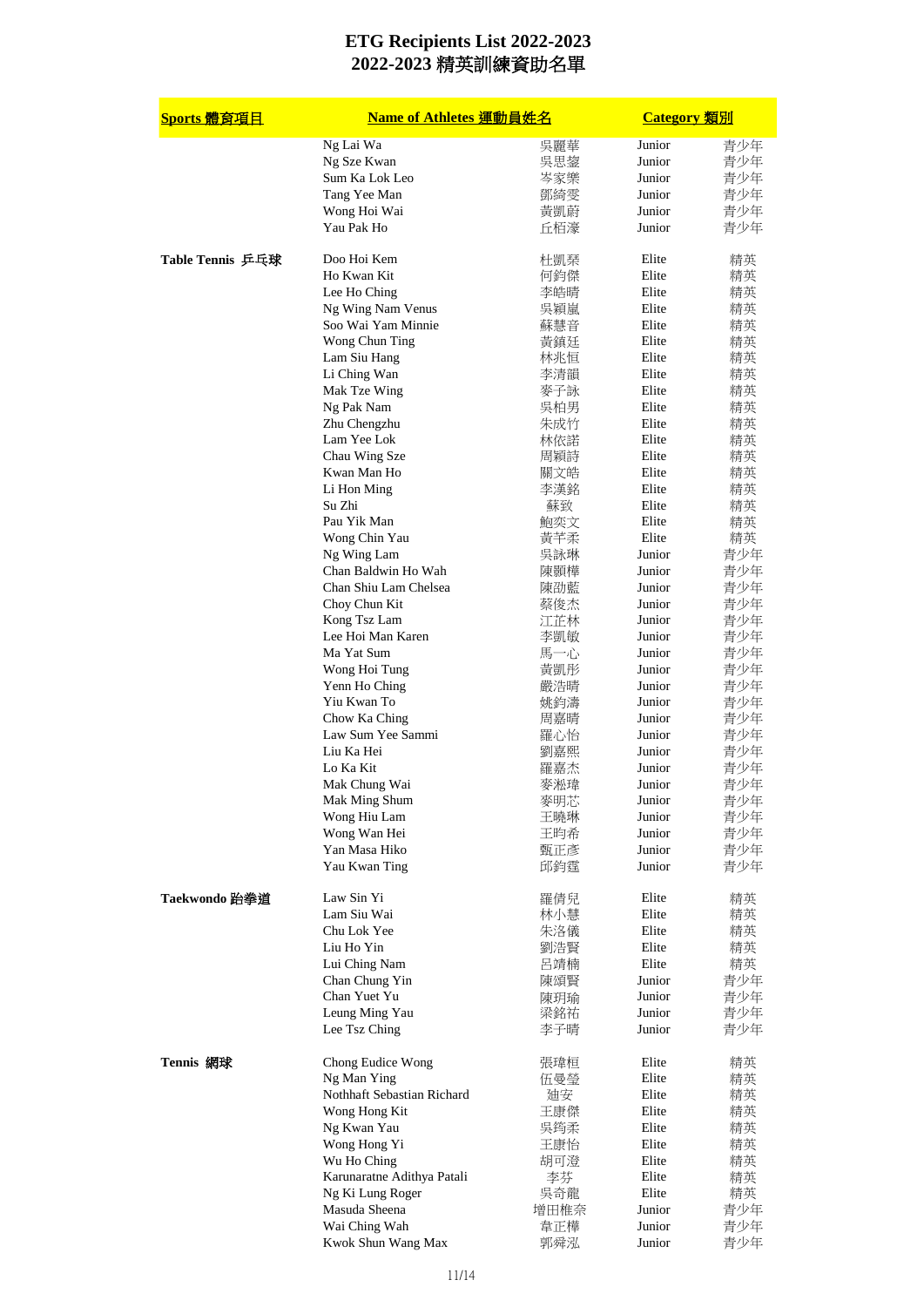# ETG Recipients List 2022-2023
# 2022-2023 精英訓練資助名單

| Sports 體育項目 | Name of Athletes 運動員姓名 | | Category 類別 | |
|---|---|---|---|---|
| | Ng Lai Wa | 吳麗華 | Junior | 青少年 |
| | Ng Sze Kwan | 吳思鋆 | Junior | 青少年 |
| | Sum Ka Lok Leo | 岑家樂 | Junior | 青少年 |
| | Tang Yee Man | 鄧綺雯 | Junior | 青少年 |
| | Wong Hoi Wai | 黃凱蔚 | Junior | 青少年 |
| | Yau Pak Ho | 丘栢濠 | Junior | 青少年 |
| Table Tennis 乒乓球 | Doo Hoi Kem | 杜凱琹 | Elite | 精英 |
| | Ho Kwan Kit | 何鈞傑 | Elite | 精英 |
| | Lee Ho Ching | 李皓晴 | Elite | 精英 |
| | Ng Wing Nam Venus | 吳穎嵐 | Elite | 精英 |
| | Soo Wai Yam Minnie | 蘇慧音 | Elite | 精英 |
| | Wong Chun Ting | 黃鎮廷 | Elite | 精英 |
| | Lam Siu Hang | 林兆恒 | Elite | 精英 |
| | Li Ching Wan | 李清韻 | Elite | 精英 |
| | Mak Tze Wing | 麥子詠 | Elite | 精英 |
| | Ng Pak Nam | 吳柏男 | Elite | 精英 |
| | Zhu Chengzhu | 朱成竹 | Elite | 精英 |
| | Lam Yee Lok | 林依諾 | Elite | 精英 |
| | Chau Wing Sze | 周穎詩 | Elite | 精英 |
| | Kwan Man Ho | 關文皓 | Elite | 精英 |
| | Li Hon Ming | 李漢銘 | Elite | 精英 |
| | Su Zhi | 蘇致 | Elite | 精英 |
| | Pau Yik Man | 鮑奕文 | Elite | 精英 |
| | Wong Chin Yau | 黃芊柔 | Elite | 精英 |
| | Ng Wing Lam | 吳詠琳 | Junior | 青少年 |
| | Chan Baldwin Ho Wah | 陳顥樺 | Junior | 青少年 |
| | Chan Shiu Lam Chelsea | 陳劭藍 | Junior | 青少年 |
| | Choy Chun Kit | 蔡俊杰 | Junior | 青少年 |
| | Kong Tsz Lam | 江芷林 | Junior | 青少年 |
| | Lee Hoi Man Karen | 李凱敏 | Junior | 青少年 |
| | Ma Yat Sum | 馬一心 | Junior | 青少年 |
| | Wong Hoi Tung | 黃凱彤 | Junior | 青少年 |
| | Yenn Ho Ching | 嚴浩晴 | Junior | 青少年 |
| | Yiu Kwan To | 姚鈞濤 | Junior | 青少年 |
| | Chow Ka Ching | 周嘉晴 | Junior | 青少年 |
| | Law Sum Yee Sammi | 羅心怡 | Junior | 青少年 |
| | Liu Ka Hei | 劉嘉熙 | Junior | 青少年 |
| | Lo Ka Kit | 羅嘉杰 | Junior | 青少年 |
| | Mak Chung Wai | 麥淞瑋 | Junior | 青少年 |
| | Mak Ming Shum | 麥明芯 | Junior | 青少年 |
| | Wong Hiu Lam | 王曉琳 | Junior | 青少年 |
| | Wong Wan Hei | 王昀希 | Junior | 青少年 |
| | Yan Masa Hiko | 甄正彥 | Junior | 青少年 |
| | Yau Kwan Ting | 邱鈞霆 | Junior | 青少年 |
| Taekwondo 跆拳道 | Law Sin Yi | 羅倩兒 | Elite | 精英 |
| | Lam Siu Wai | 林小慧 | Elite | 精英 |
| | Chu Lok Yee | 朱洛儀 | Elite | 精英 |
| | Liu Ho Yin | 劉浩賢 | Elite | 精英 |
| | Lui Ching Nam | 呂靖楠 | Elite | 精英 |
| | Chan Chung Yin | 陳頌賢 | Junior | 青少年 |
| | Chan Yuet Yu | 陳玥瑜 | Junior | 青少年 |
| | Leung Ming Yau | 梁銘祐 | Junior | 青少年 |
| | Lee Tsz Ching | 李子晴 | Junior | 青少年 |
| Tennis 網球 | Chong Eudice Wong | 張瑋桓 | Elite | 精英 |
| | Ng Man Ying | 伍曼瑩 | Elite | 精英 |
| | Nothhaft Sebastian Richard | 廸安 | Elite | 精英 |
| | Wong Hong Kit | 王康傑 | Elite | 精英 |
| | Ng Kwan Yau | 吳鈞柔 | Elite | 精英 |
| | Wong Hong Yi | 王康怡 | Elite | 精英 |
| | Wu Ho Ching | 胡可澄 | Elite | 精英 |
| | Karunaratne Adithya Patali | 李芬 | Elite | 精英 |
| | Ng Ki Lung Roger | 吳奇龍 | Elite | 精英 |
| | Masuda Sheena | 增田椎奈 | Junior | 青少年 |
| | Wai Ching Wah | 韋正樺 | Junior | 青少年 |
| | Kwok Shun Wang Max | 郭舜泓 | Junior | 青少年 |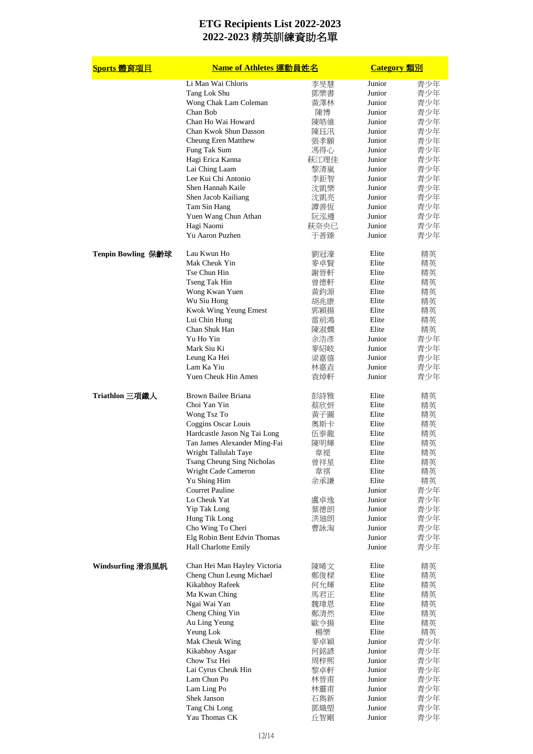# ETG Recipients List 2022-2023
# 2022-2023 精英訓練資助名單

| Sports 體育項目 | Name of Athletes 運動員姓名 | | Category 類別 | |
|---|---|---|---|---|
| | Li Man Wai Chloris | 李旻慧 | Junior | 青少年 |
| | Tang Lok Shu | 鄧樂書 | Junior | 青少年 |
| | Wong Chak Lam Coleman | 黃澤林 | Junior | 青少年 |
| | Chan Bob | 陳博 | Junior | 青少年 |
| | Chan Ho Wai Howard | 陳皓维 | Junior | 青少年 |
| | Chan Kwok Shun Dasson | 陳珏汛 | Junior | 青少年 |
| | Cheung Eren Matthew | 張孝頤 | Junior | 青少年 |
| | Fung Tak Sum | 馮得心 | Junior | 青少年 |
| | Hagi Erica Kanna | 萩江理佳 | Junior | 青少年 |
| | Lai Ching Laam | 黎清嵐 | Junior | 青少年 |
| | Lee Kui Chi Antonio | 李鉅智 | Junior | 青少年 |
| | Shen Hannah Kaile | 沈凱樂 | Junior | 青少年 |
| | Shen Jacob Kailiang | 沈凱亮 | Junior | 青少年 |
| | Tam Sin Hang | 譚善恆 | Junior | 青少年 |
| | Yuen Wang Chun Athan | 阮泓遵 | Junior | 青少年 |
| | Hagi Naomi | 萩奈央已 | Junior | 青少年 |
| | Yu Aaron Puzhen | 于普臻 | Junior | 青少年 |
| **Tenpin Bowling 保齡球** | Lau Kwun Ho | 劉冠濠 | Elite | 精英 |
| | Mak Cheuk Yin | 麥卓賢 | Elite | 精英 |
| | Tse Chun Hin | 謝晉軒 | Elite | 精英 |
| | Tseng Tak Hin | 曾德軒 | Elite | 精英 |
| | Wong Kwan Yuen | 黃鈞源 | Elite | 精英 |
| | Wu Siu Hong | 胡兆康 | Elite | 精英 |
| | Kwok Wing Yeung Ernest | 郭穎揚 | Elite | 精英 |
| | Lui Chin Hung | 雷前鴻 | Elite | 精英 |
| | Chan Shuk Han | 陳淑嫻 | Elite | 精英 |
| | Yu Ho Yin | 余浩彥 | Junior | 青少年 |
| | Mark Siu Ki | 麥紹岐 | Junior | 青少年 |
| | Leung Ka Hei | 梁嘉僖 | Junior | 青少年 |
| | Lam Ka Yiu | 林嘉垚 | Junior | 青少年 |
| | Yuen Cheuk Hin Amen | 袁焯軒 | Junior | 青少年 |
| **Triathlon 三項鐵人** | Brown Bailee Briana | 彭詩雅 | Elite | 精英 |
| | Choi Yan Yin | 蔡欣妍 | Elite | 精英 |
| | Wong Tsz To | 黃子圖 | Elite | 精英 |
| | Coggins Oscar Louis | 奧斯卡 | Elite | 精英 |
| | Hardcastle Jason Ng Tai Long | 伍泰龍 | Elite | 精英 |
| | Tan James Alexander Ming-Fai | 陳明輝 | Elite | 精英 |
| | Wright Tallulah Taye | 韋禔 | Elite | 精英 |
| | Tsang Cheung Sing Nicholas | 曾祥星 | Elite | 精英 |
| | Wright Cade Cameron | 韋祺 | Elite | 精英 |
| | Yu Shing Him | 余承謙 | Elite | 精英 |
| | Courret Pauline | | Junior | 青少年 |
| | Lo Cheuk Yat | 盧卓逸 | Junior | 青少年 |
| | Yip Tak Long | 葉德朗 | Junior | 青少年 |
| | Hung Tik Long | 洪廸朗 | Junior | 青少年 |
| | Cho Wing To Cheri | 曹詠淘 | Junior | 青少年 |
| | Elg Robin Bent Edvin Thomas | | Junior | 青少年 |
| | Hall Charlotte Emily | | Junior | 青少年 |
| **Windsurfing 滑浪風帆** | Chan Hei Man Hayley Victoria | 陳晞文 | Elite | 精英 |
| | Cheng Chun Leung Michael | 鄭俊樑 | Elite | 精英 |
| | Kikabhoy Rafeek | 何允輝 | Elite | 精英 |
| | Ma Kwan Ching | 馬君正 | Elite | 精英 |
| | Ngai Wai Yan | 魏瑋恩 | Elite | 精英 |
| | Cheng Ching Yin | 鄭清然 | Elite | 精英 |
| | Au Ling Yeung | 歐令揚 | Elite | 精英 |
| | Yeung Lok | 楊樂 | Elite | 精英 |
| | Mak Cheuk Wing | 麥卓穎 | Junior | 青少年 |
| | Kikabhoy Asgar | 何銘諺 | Junior | 青少年 |
| | Chow Tsz Hei | 周梓熙 | Junior | 青少年 |
| | Lai Cyrus Cheuk Hin | 黎卓軒 | Junior | 青少年 |
| | Lam Chun Po | 林晉甫 | Junior | 青少年 |
| | Lam Ling Po | 林靈甫 | Junior | 青少年 |
| | Shek Janson | 石雋新 | Junior | 青少年 |
| | Tang Chi Long | 鄧熾朗 | Junior | 青少年 |
| | Yau Thomas CK | 丘智剛 | Junior | 青少年 |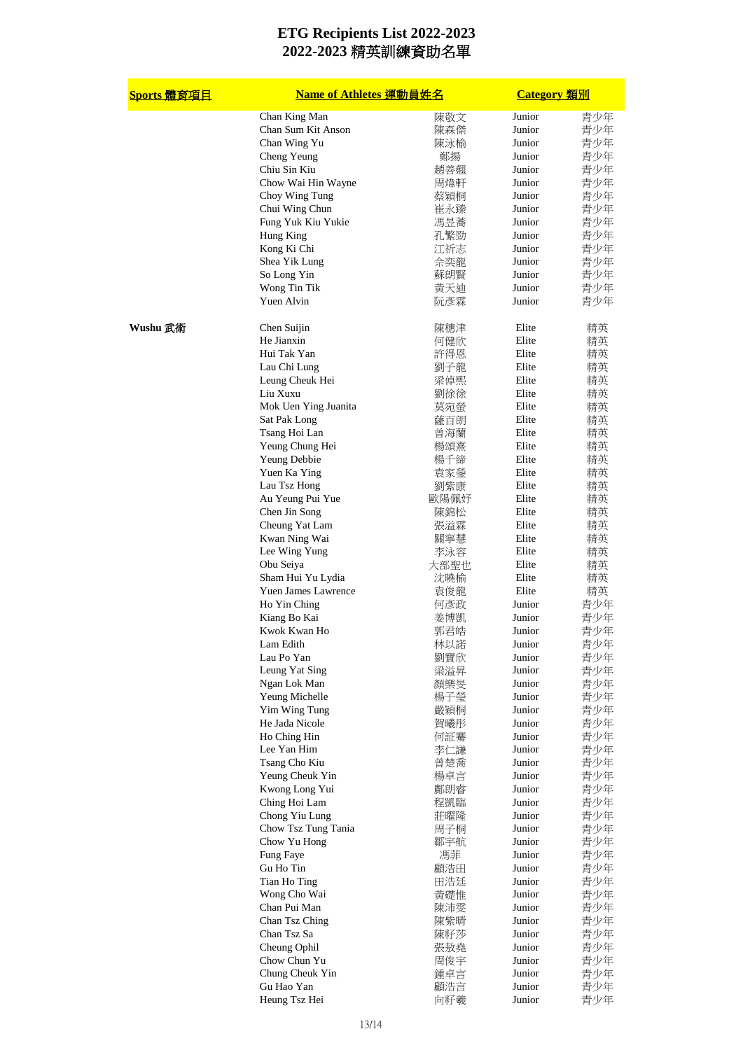# ETG Recipients List 2022-2023
# 2022-2023 精英訓練資助名單

| Sports 體育項目 | Name of Athletes 運動員姓名 | | Category 類別 | |
|---|---|---|---|---|
| | Chan King Man | 陳敬文 | Junior | 青少年 |
| | Chan Sum Kit Anson | 陳森傑 | Junior | 青少年 |
| | Chan Wing Yu | 陳泳榆 | Junior | 青少年 |
| | Cheng Yeung | 鄭揚 | Junior | 青少年 |
| | Chiu Sin Kiu | 趙善翹 | Junior | 青少年 |
| | Chow Wai Hin Wayne | 周煒軒 | Junior | 青少年 |
| | Choy Wing Tung | 蔡穎桐 | Junior | 青少年 |
| | Chui Wing Chun | 崔永臻 | Junior | 青少年 |
| | Fung Yuk Kiu Yukie | 馮昱蕎 | Junior | 青少年 |
| | Hung King | 孔繁勁 | Junior | 青少年 |
| | Kong Ki Chi | 江祈志 | Junior | 青少年 |
| | Shea Yik Lung | 佘奕龍 | Junior | 青少年 |
| | So Long Yin | 蘇朗賢 | Junior | 青少年 |
| | Wong Tin Tik | 黃天廸 | Junior | 青少年 |
| | Yuen Alvin | 阮彥霖 | Junior | 青少年 |
| Wushu 武術 | Chen Suijin | 陳穗津 | Elite | 精英 |
| | He Jianxin | 何健欣 | Elite | 精英 |
| | Hui Tak Yan | 許得恩 | Elite | 精英 |
| | Lau Chi Lung | 劉子龍 | Elite | 精英 |
| | Leung Cheuk Hei | 梁倬熙 | Elite | 精英 |
| | Liu Xuxu | 劉徐徐 | Elite | 精英 |
| | Mok Uen Ying Juanita | 莫宛螢 | Elite | 精英 |
| | Sat Pak Long | 薩百朗 | Elite | 精英 |
| | Tsang Hoi Lan | 曾海蘭 | Elite | 精英 |
| | Yeung Chung Hei | 楊頌熹 | Elite | 精英 |
| | Yeung Debbie | 楊千締 | Elite | 精英 |
| | Yuen Ka Ying | 袁家鎣 | Elite | 精英 |
| | Lau Tsz Hong | 劉紫康 | Elite | 精英 |
| | Au Yeung Pui Yue | 歐陽佩妤 | Elite | 精英 |
| | Chen Jin Song | 陳錦松 | Elite | 精英 |
| | Cheung Yat Lam | 張溢霖 | Elite | 精英 |
| | Kwan Ning Wai | 關寧慧 | Elite | 精英 |
| | Lee Wing Yung | 李泳容 | Elite | 精英 |
| | Obu Seiya | 大部聖也 | Elite | 精英 |
| | Sham Hui Yu Lydia | 沈曉榆 | Elite | 精英 |
| | Yuen James Lawrence | 袁俊龍 | Elite | 精英 |
| | Ho Yin Ching | 何彥政 | Junior | 青少年 |
| | Kiang Bo Kai | 姜博凱 | Junior | 青少年 |
| | Kwok Kwan Ho | 郭君皓 | Junior | 青少年 |
| | Lam Edith | 林以諾 | Junior | 青少年 |
| | Lau Po Yan | 劉寶欣 | Junior | 青少年 |
| | Leung Yat Sing | 梁溢昇 | Junior | 青少年 |
| | Ngan Lok Man | 顏樂旻 | Junior | 青少年 |
| | Yeung Michelle | 楊子瑩 | Junior | 青少年 |
| | Yim Wing Tung | 嚴穎桐 | Junior | 青少年 |
| | He Jada Nicole | 賀曦彤 | Junior | 青少年 |
| | Ho Ching Hin | 何証騫 | Junior | 青少年 |
| | Lee Yan Him | 李仁謙 | Junior | 青少年 |
| | Tsang Cho Kiu | 曾楚喬 | Junior | 青少年 |
| | Yeung Cheuk Yin | 楊卓言 | Junior | 青少年 |
| | Kwong Long Yui | 鄺朗睿 | Junior | 青少年 |
| | Ching Hoi Lam | 程凱臨 | Junior | 青少年 |
| | Chong Yiu Lung | 莊曜隆 | Junior | 青少年 |
| | Chow Tsz Tung Tania | 周子桐 | Junior | 青少年 |
| | Chow Yu Hong | 鄒宇航 | Junior | 青少年 |
| | Fung Faye | 馮菲 | Junior | 青少年 |
| | Gu Ho Tin | 顧浩田 | Junior | 青少年 |
| | Tian Ho Ting | 田浩廷 | Junior | 青少年 |
| | Wong Cho Wai | 黃礎惟 | Junior | 青少年 |
| | Chan Pui Man | 陳沛雯 | Junior | 青少年 |
| | Chan Tsz Ching | 陳紫晴 | Junior | 青少年 |
| | Chan Tsz Sa | 陳籽莎 | Junior | 青少年 |
| | Cheung Ophil | 張敖堯 | Junior | 青少年 |
| | Chow Chun Yu | 周俊宇 | Junior | 青少年 |
| | Chung Cheuk Yin | 鍾卓言 | Junior | 青少年 |
| | Gu Hao Yan | 顧浩言 | Junior | 青少年 |
| | Heung Tsz Hei | 向籽羲 | Junior | 青少年 |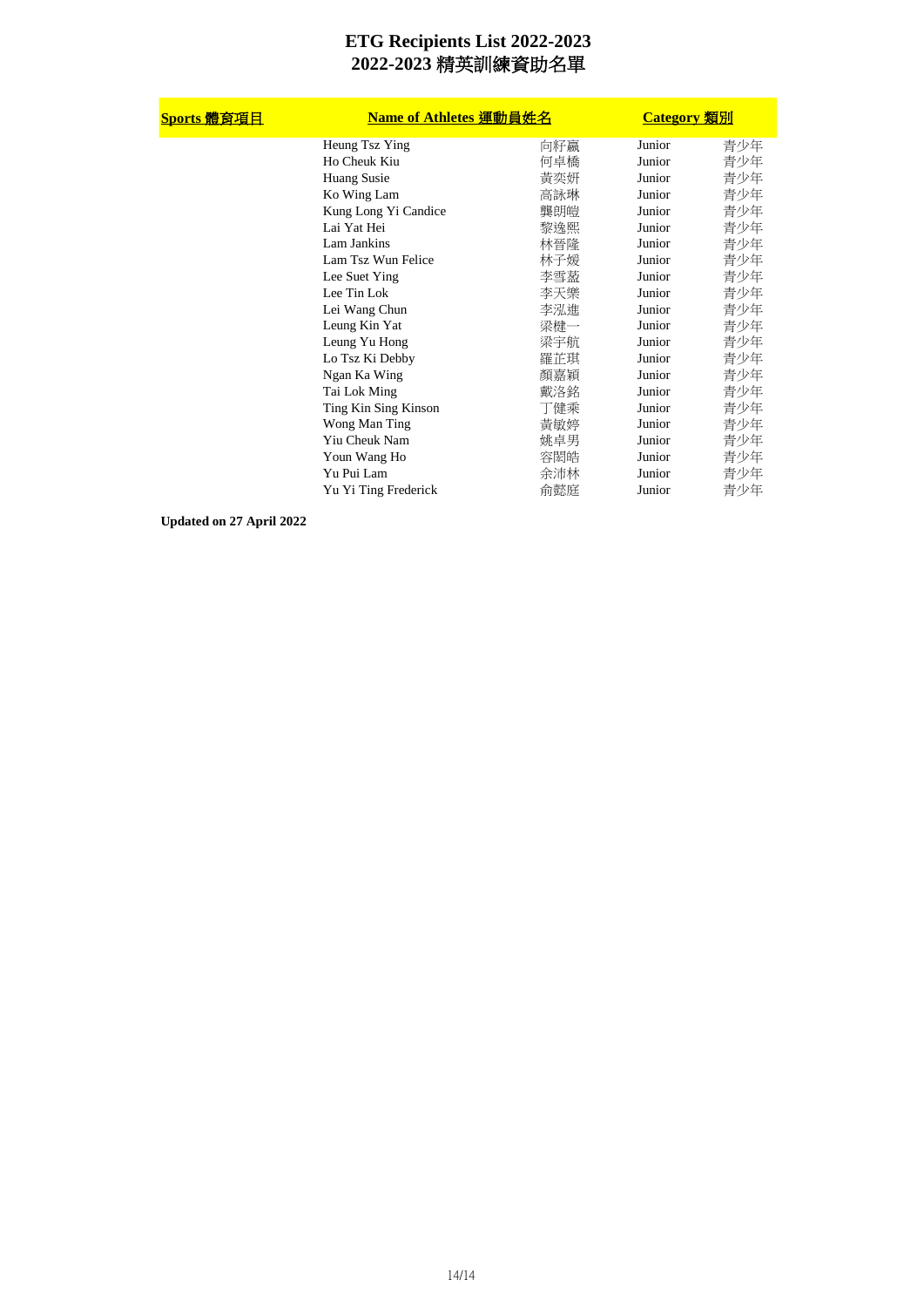# ETG Recipients List 2022-2023
# 2022-2023 精英訓練資助名單

| Sports 體育項目 | Name of Athletes 運動員姓名 | | Category 類別 | |
|---|---|---|---|---|
| | Heung Tsz Ying | 向籽贏 | Junior | 青少年 |
| | Ho Cheuk Kiu | 何卓橋 | Junior | 青少年 |
| | Huang Susie | 黃奕妍 | Junior | 青少年 |
| | Ko Wing Lam | 高詠琳 | Junior | 青少年 |
| | Kung Long Yi Candice | 龔朗晹 | Junior | 青少年 |
| | Lai Yat Hei | 黎逸熙 | Junior | 青少年 |
| | Lam Jankins | 林晉隆 | Junior | 青少年 |
| | Lam Tsz Wun Felice | 林子媛 | Junior | 青少年 |
| | Lee Suet Ying | 李雪蓥 | Junior | 青少年 |
| | Lee Tin Lok | 李天樂 | Junior | 青少年 |
| | Lei Wang Chun | 李泓進 | Junior | 青少年 |
| | Leung Kin Yat | 梁楗一 | Junior | 青少年 |
| | Leung Yu Hong | 梁宇航 | Junior | 青少年 |
| | Lo Tsz Ki Debby | 羅芷琪 | Junior | 青少年 |
| | Ngan Ka Wing | 顏嘉穎 | Junior | 青少年 |
| | Tai Lok Ming | 戴洛銘 | Junior | 青少年 |
| | Ting Kin Sing Kinson | 丁健乘 | Junior | 青少年 |
| | Wong Man Ting | 黃敏婷 | Junior | 青少年 |
| | Yiu Cheuk Nam | 姚卓男 | Junior | 青少年 |
| | Youn Wang Ho | 容閎皓 | Junior | 青少年 |
| | Yu Pui Lam | 余沛林 | Junior | 青少年 |
| | Yu Yi Ting Frederick | 俞懿庭 | Junior | 青少年 |

**Updated on 27 April 2022**